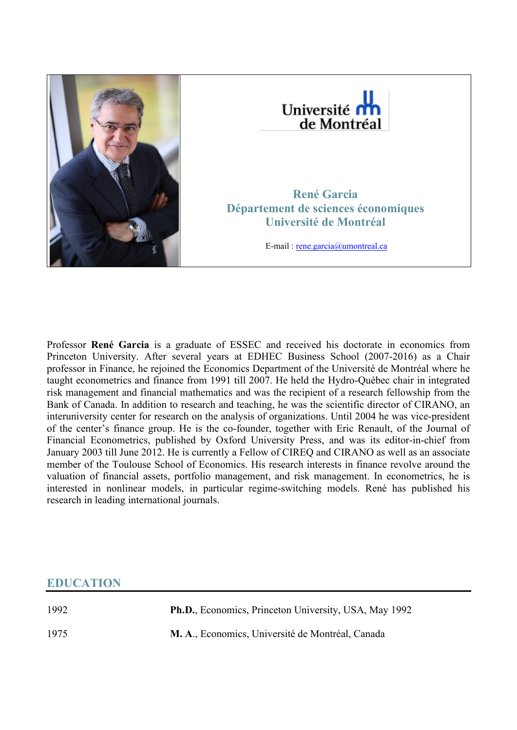Université de Montréal

**René Garcia**
**Département de sciences économiques**
**Université de Montréal**

E-mail : rene.garcia@umontreal.ca

Professor **René Garcia** is a graduate of ESSEC and received his doctorate in economics from Princeton University. After several years at EDHEC Business School (2007-2016) as a Chair professor in Finance, he rejoined the Economics Department of the Université de Montréal where he taught econometrics and finance from 1991 till 2007. He held the Hydro-Québec chair in integrated risk management and financial mathematics and was the recipient of a research fellowship from the Bank of Canada. In addition to research and teaching, he was the scientific director of CIRANO, an interuniversity center for research on the analysis of organizations. Until 2004 he was vice-president of the center's finance group. He is the co-founder, together with Eric Renault, of the Journal of Financial Econometrics, published by Oxford University Press, and was its editor-in-chief from January 2003 till June 2012. He is currently a Fellow of CIREQ and CIRANO as well as an associate member of the Toulouse School of Economics. His research interests in finance revolve around the valuation of financial assets, portfolio management, and risk management. In econometrics, he is interested in nonlinear models, in particular regime-switching models. René has published his research in leading international journals.

## EDUCATION

| | |
|---|---|
| 1992 | **Ph.D.**, Economics, Princeton University, USA, May 1992 |
| 1975 | **M. A.**, Economics, Université de Montréal, Canada |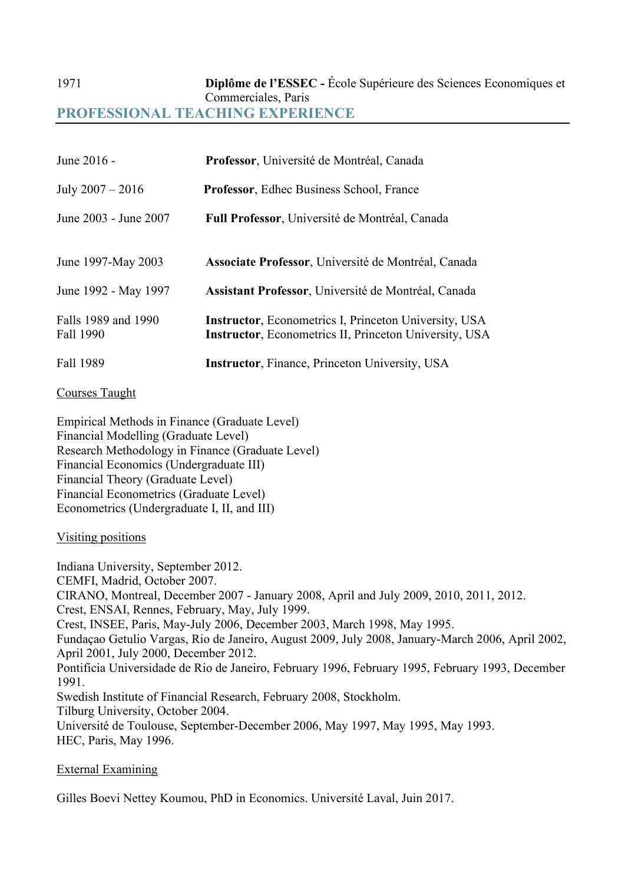| | |
|---|---|
| 1971 | **Diplôme de l'ESSEC -** École Supérieure des Sciences Economiques et Commerciales, Paris |

## PROFESSIONAL TEACHING EXPERIENCE

| | |
|---|---|
| June 2016 - | **Professor**, Université de Montréal, Canada |
| July 2007 – 2016 | **Professor**, Edhec Business School, France |
| June 2003 - June 2007 | **Full Professor**, Université de Montréal, Canada |
| June 1997-May 2003 | **Associate Professor**, Université de Montréal, Canada |
| June 1992 - May 1997 | **Assistant Professor**, Université de Montréal, Canada |
| Falls 1989 and 1990 | **Instructor**, Econometrics I, Princeton University, USA |
| Fall 1990 | **Instructor**, Econometrics II, Princeton University, USA |
| Fall 1989 | **Instructor**, Finance, Princeton University, USA |

Courses Taught

Empirical Methods in Finance (Graduate Level)
Financial Modelling (Graduate Level)
Research Methodology in Finance (Graduate Level)
Financial Economics (Undergraduate III)
Financial Theory (Graduate Level)
Financial Econometrics (Graduate Level)
Econometrics (Undergraduate I, II, and III)

Visiting positions

Indiana University, September 2012.
CEMFI, Madrid, October 2007.
CIRANO, Montreal, December 2007 - January 2008, April and July 2009, 2010, 2011, 2012.
Crest, ENSAI, Rennes, February, May, July 1999.
Crest, INSEE, Paris, May-July 2006, December 2003, March 1998, May 1995.
Fundaçao Getulio Vargas, Rio de Janeiro, August 2009, July 2008, January-March 2006, April 2002, April 2001, July 2000, December 2012.
Pontificia Universidade de Rio de Janeiro, February 1996, February 1995, February 1993, December 1991.
Swedish Institute of Financial Research, February 2008, Stockholm.
Tilburg University, October 2004.
Université de Toulouse, September-December 2006, May 1997, May 1995, May 1993.
HEC, Paris, May 1996.

External Examining

Gilles Boevi Nettey Koumou, PhD in Economics. Université Laval, Juin 2017.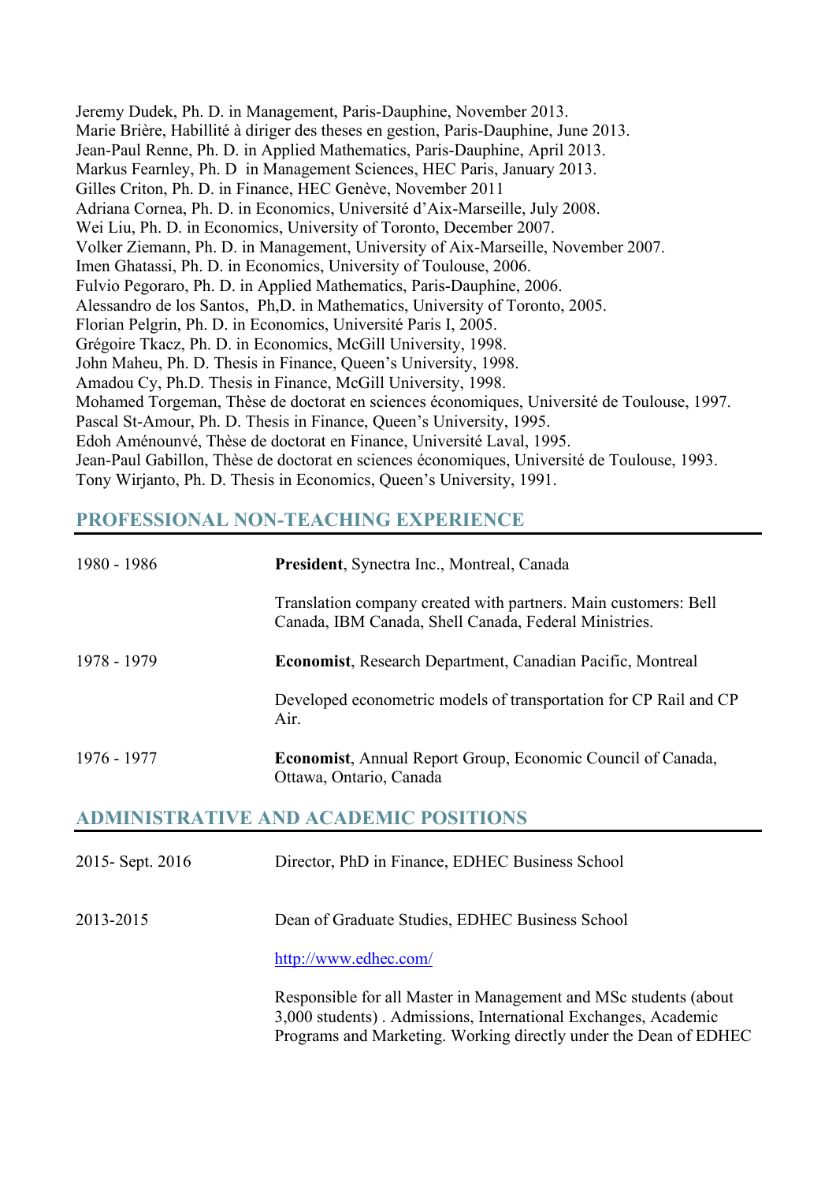Jeremy Dudek, Ph. D. in Management, Paris-Dauphine, November 2013.
Marie Brière, Habillité à diriger des theses en gestion, Paris-Dauphine, June 2013.
Jean-Paul Renne, Ph. D. in Applied Mathematics, Paris-Dauphine, April 2013.
Markus Fearnley, Ph. D in Management Sciences, HEC Paris, January 2013.
Gilles Criton, Ph. D. in Finance, HEC Genève, November 2011
Adriana Cornea, Ph. D. in Economics, Université d'Aix-Marseille, July 2008.
Wei Liu, Ph. D. in Economics, University of Toronto, December 2007.
Volker Ziemann, Ph. D. in Management, University of Aix-Marseille, November 2007.
Imen Ghatassi, Ph. D. in Economics, University of Toulouse, 2006.
Fulvio Pegoraro, Ph. D. in Applied Mathematics, Paris-Dauphine, 2006.
Alessandro de los Santos, Ph,D. in Mathematics, University of Toronto, 2005.
Florian Pelgrin, Ph. D. in Economics, Université Paris I, 2005.
Grégoire Tkacz, Ph. D. in Economics, McGill University, 1998.
John Maheu, Ph. D. Thesis in Finance, Queen's University, 1998.
Amadou Cy, Ph.D. Thesis in Finance, McGill University, 1998.
Mohamed Torgeman, Thèse de doctorat en sciences économiques, Université de Toulouse, 1997.
Pascal St-Amour, Ph. D. Thesis in Finance, Queen's University, 1995.
Edoh Aménounvé, Thèse de doctorat en Finance, Université Laval, 1995.
Jean-Paul Gabillon, Thèse de doctorat en sciences économiques, Université de Toulouse, 1993.
Tony Wirjanto, Ph. D. Thesis in Economics, Queen's University, 1991.

## PROFESSIONAL NON-TEACHING EXPERIENCE

1980 - 1986 — **President**, Syncetra Inc., Montreal, Canada

Translation company created with partners. Main customers: Bell Canada, IBM Canada, Shell Canada, Federal Ministries.

1978 - 1979 — **Economist**, Research Department, Canadian Pacific, Montreal

Developed econometric models of transportation for CP Rail and CP Air.

1976 - 1977 — **Economist**, Annual Report Group, Economic Council of Canada, Ottawa, Ontario, Canada

## ADMINISTRATIVE AND ACADEMIC POSITIONS

2015- Sept. 2016 — Director, PhD in Finance, EDHEC Business School

2013-2015 — Dean of Graduate Studies, EDHEC Business School

http://www.edhec.com/

Responsible for all Master in Management and MSc students (about 3,000 students) . Admissions, International Exchanges, Academic Programs and Marketing. Working directly under the Dean of EDHEC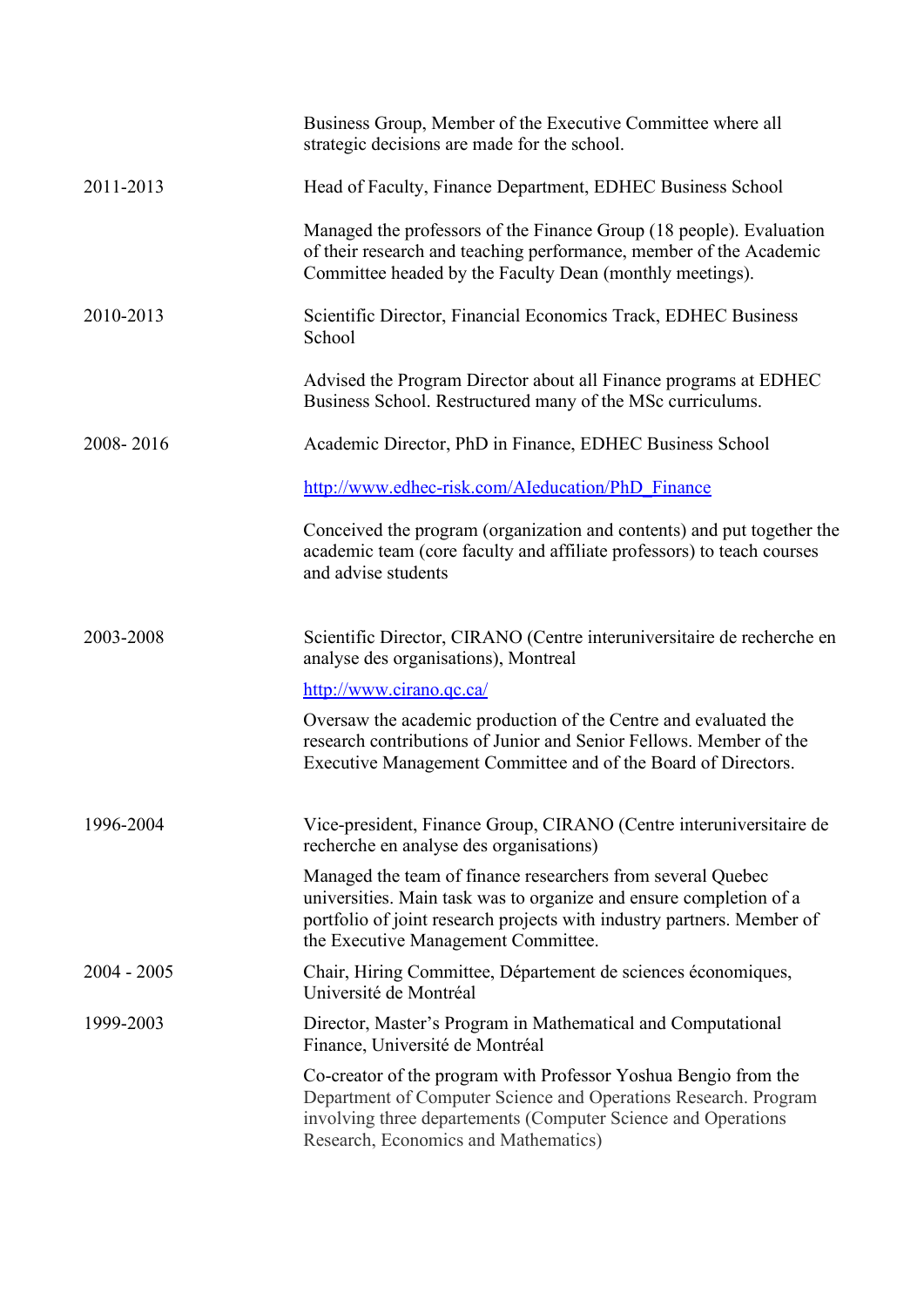Business Group, Member of the Executive Committee where all strategic decisions are made for the school.

| | |
|---|---|
| 2011-2013 | Head of Faculty, Finance Department, EDHEC Business School<br><br>Managed the professors of the Finance Group (18 people). Evaluation of their research and teaching performance, member of the Academic Committee headed by the Faculty Dean (monthly meetings). |
| 2010-2013 | Scientific Director, Financial Economics Track, EDHEC Business School<br><br>Advised the Program Director about all Finance programs at EDHEC Business School. Restructured many of the MSc curriculums. |
| 2008- 2016 | Academic Director, PhD in Finance, EDHEC Business School<br><br>[http://www.edhec-risk.com/AIeducation/PhD_Finance](http://www.edhec-risk.com/AIeducation/PhD_Finance)<br><br>Conceived the program (organization and contents) and put together the academic team (core faculty and affiliate professors) to teach courses and advise students |
| 2003-2008 | Scientific Director, CIRANO (Centre interuniversitaire de recherche en analyse des organisations), Montreal<br><br>[http://www.cirano.qc.ca/](http://www.cirano.qc.ca/)<br><br>Oversaw the academic production of the Centre and evaluated the research contributions of Junior and Senior Fellows. Member of the Executive Management Committee and of the Board of Directors. |
| 1996-2004 | Vice-president, Finance Group, CIRANO (Centre interuniversitaire de recherche en analyse des organisations)<br><br>Managed the team of finance researchers from several Quebec universities. Main task was to organize and ensure completion of a portfolio of joint research projects with industry partners. Member of the Executive Management Committee. |
| 2004 - 2005 | Chair, Hiring Committee, Département de sciences économiques, Université de Montréal |
| 1999-2003 | Director, Master's Program in Mathematical and Computational Finance, Université de Montréal<br><br>Co-creator of the program with Professor Yoshua Bengio from the Department of Computer Science and Operations Research. Program involving three departements (Computer Science and Operations Research, Economics and Mathematics) |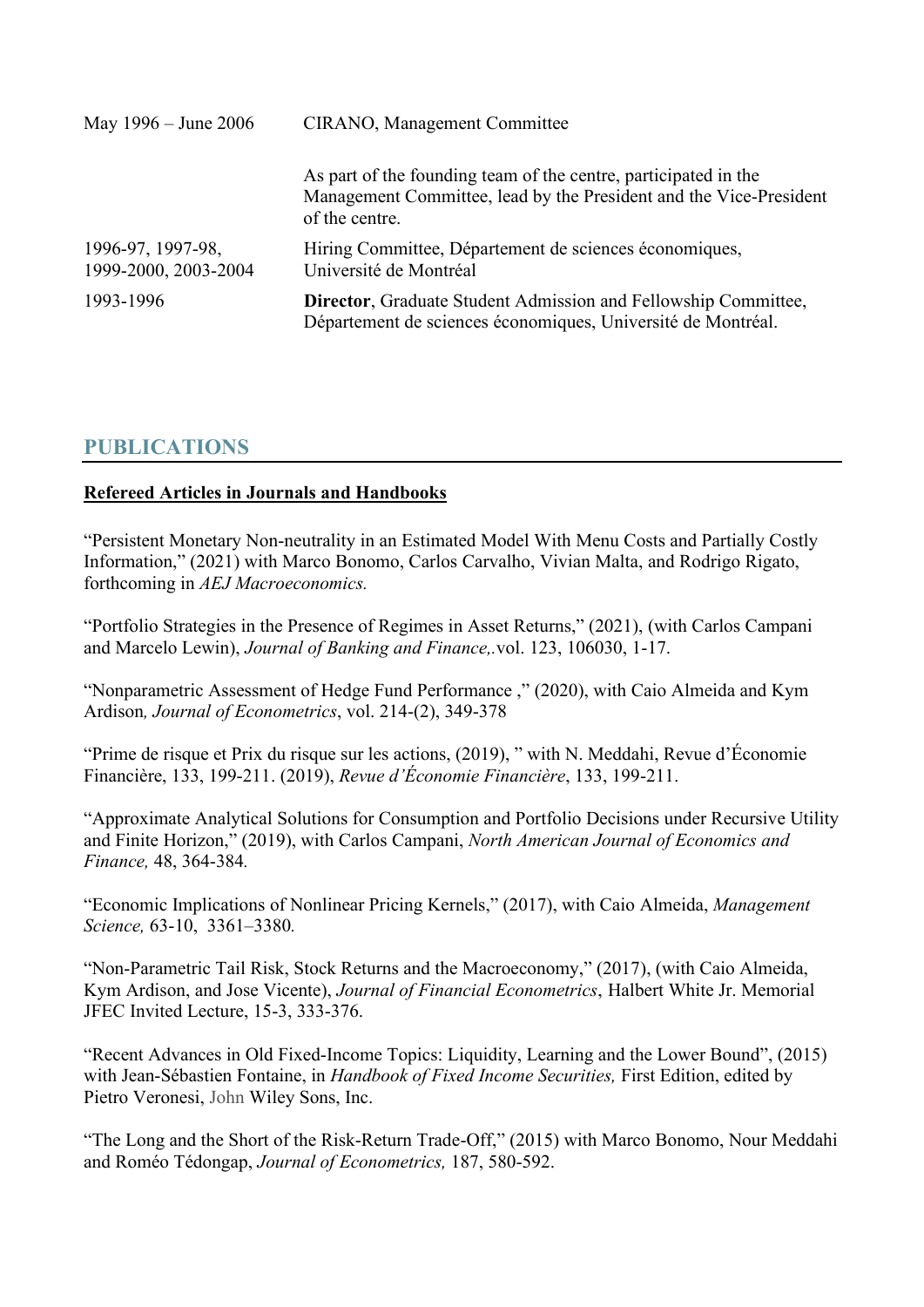| | |
|---|---|
| May 1996 – June 2006 | CIRANO, Management Committee |
| | As part of the founding team of the centre, participated in the Management Committee, lead by the President and the Vice-President of the centre. |
| 1996-97, 1997-98, 1999-2000, 2003-2004 | Hiring Committee, Département de sciences économiques, Université de Montréal |
| 1993-1996 | **Director**, Graduate Student Admission and Fellowship Committee, Département de sciences économiques, Université de Montréal. |

## PUBLICATIONS

### Refereed Articles in Journals and Handbooks

"Persistent Monetary Non-neutrality in an Estimated Model With Menu Costs and Partially Costly Information," (2021) with Marco Bonomo, Carlos Carvalho, Vivian Malta, and Rodrigo Rigato, forthcoming in *AEJ Macroeconomics.*

"Portfolio Strategies in the Presence of Regimes in Asset Returns," (2021), (with Carlos Campani and Marcelo Lewin), *Journal of Banking and Finance,*.vol. 123, 106030, 1-17.

"Nonparametric Assessment of Hedge Fund Performance ," (2020), with Caio Almeida and Kym Ardison*, Journal of Econometrics*, vol. 214-(2), 349-378

"Prime de risque et Prix du risque sur les actions, (2019), " with N. Meddahi, Revue d'Économie Financière, 133, 199-211. (2019), *Revue d'Économie Financière*, 133, 199-211.

"Approximate Analytical Solutions for Consumption and Portfolio Decisions under Recursive Utility and Finite Horizon," (2019), with Carlos Campani, *North American Journal of Economics and Finance,* 48, 364-384*.*

"Economic Implications of Nonlinear Pricing Kernels," (2017), with Caio Almeida, *Management Science,* 63-10, 3361–3380*.*

"Non-Parametric Tail Risk, Stock Returns and the Macroeconomy," (2017), (with Caio Almeida, Kym Ardison, and Jose Vicente), *Journal of Financial Econometrics*, Halbert White Jr. Memorial JFEC Invited Lecture, 15-3, 333-376.

"Recent Advances in Old Fixed-Income Topics: Liquidity, Learning and the Lower Bound", (2015) with Jean-Sébastien Fontaine, in *Handbook of Fixed Income Securities,* First Edition, edited by Pietro Veronesi, John Wiley Sons, Inc.

"The Long and the Short of the Risk-Return Trade-Off," (2015) with Marco Bonomo, Nour Meddahi and Roméo Tédongap, *Journal of Econometrics,* 187, 580-592.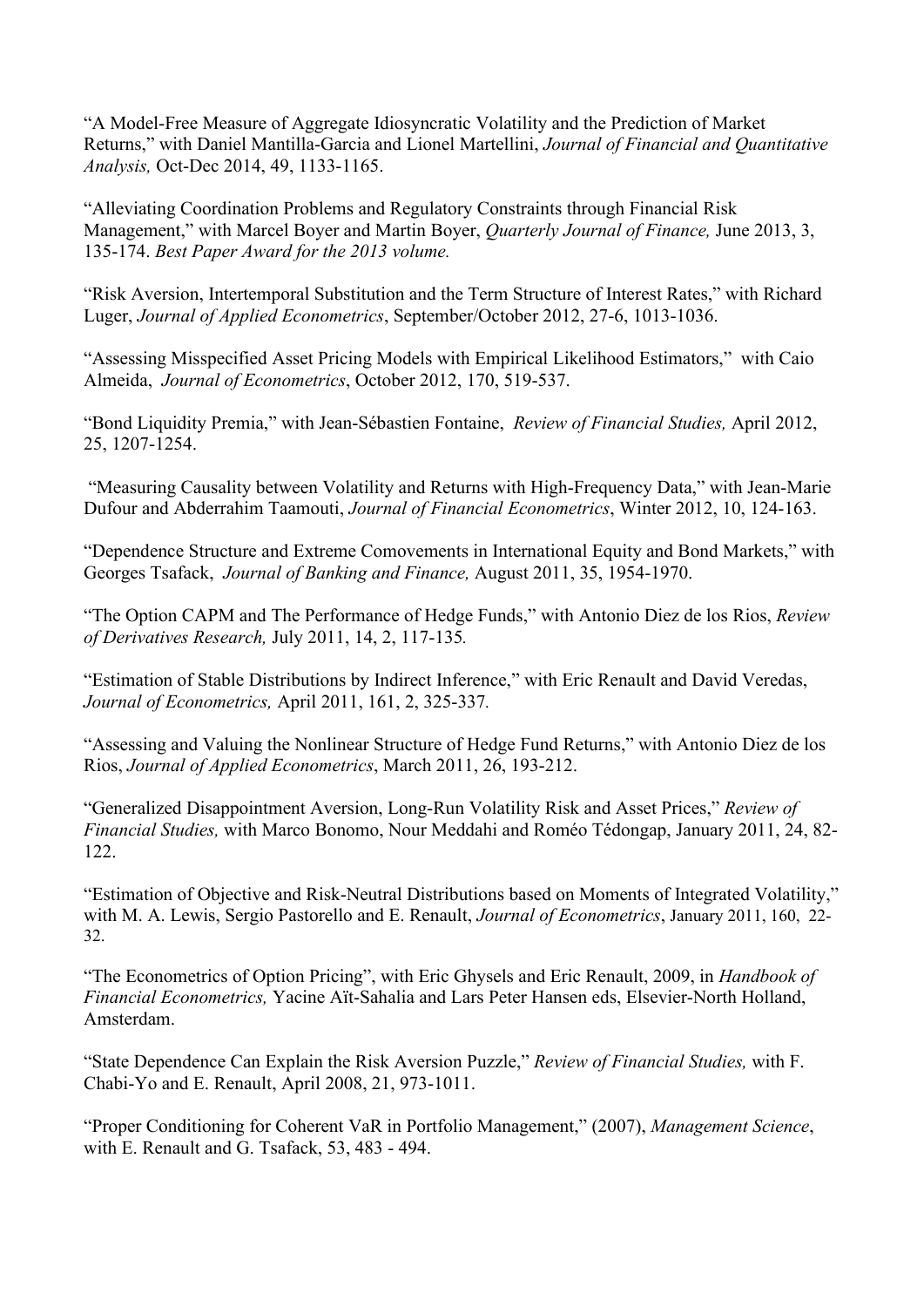"A Model-Free Measure of Aggregate Idiosyncratic Volatility and the Prediction of Market Returns," with Daniel Mantilla-Garcia and Lionel Martellini, *Journal of Financial and Quantitative Analysis,* Oct-Dec 2014, 49, 1133-1165.

"Alleviating Coordination Problems and Regulatory Constraints through Financial Risk Management," with Marcel Boyer and Martin Boyer, *Quarterly Journal of Finance,* June 2013, 3, 135-174. *Best Paper Award for the 2013 volume.*

"Risk Aversion, Intertemporal Substitution and the Term Structure of Interest Rates," with Richard Luger, *Journal of Applied Econometrics*, September/October 2012, 27-6, 1013-1036.

"Assessing Misspecified Asset Pricing Models with Empirical Likelihood Estimators," with Caio Almeida, *Journal of Econometrics*, October 2012, 170, 519-537.

"Bond Liquidity Premia," with Jean-Sébastien Fontaine, *Review of Financial Studies,* April 2012, 25, 1207-1254.

"Measuring Causality between Volatility and Returns with High-Frequency Data," with Jean-Marie Dufour and Abderrahim Taamouti, *Journal of Financial Econometrics*, Winter 2012, 10, 124-163.

"Dependence Structure and Extreme Comovements in International Equity and Bond Markets," with Georges Tsafack, *Journal of Banking and Finance,* August 2011, 35, 1954-1970.

"The Option CAPM and The Performance of Hedge Funds," with Antonio Diez de los Rios, *Review of Derivatives Research,* July 2011, 14, 2, 117-135*.*

"Estimation of Stable Distributions by Indirect Inference," with Eric Renault and David Veredas, *Journal of Econometrics,* April 2011, 161, 2, 325-337*.*

"Assessing and Valuing the Nonlinear Structure of Hedge Fund Returns," with Antonio Diez de los Rios, *Journal of Applied Econometrics*, March 2011, 26, 193-212.

"Generalized Disappointment Aversion, Long-Run Volatility Risk and Asset Prices," *Review of Financial Studies,* with Marco Bonomo, Nour Meddahi and Roméo Tédongap, January 2011, 24, 82-122.

"Estimation of Objective and Risk-Neutral Distributions based on Moments of Integrated Volatility," with M. A. Lewis, Sergio Pastorello and E. Renault, *Journal of Econometrics*, January 2011, 160, 22-32.

"The Econometrics of Option Pricing", with Eric Ghysels and Eric Renault, 2009, in *Handbook of Financial Econometrics,* Yacine Aït-Sahalia and Lars Peter Hansen eds, Elsevier-North Holland, Amsterdam.

"State Dependence Can Explain the Risk Aversion Puzzle," *Review of Financial Studies,* with F. Chabi-Yo and E. Renault, April 2008, 21, 973-1011.

"Proper Conditioning for Coherent VaR in Portfolio Management," (2007), *Management Science*, with E. Renault and G. Tsafack, 53, 483 - 494.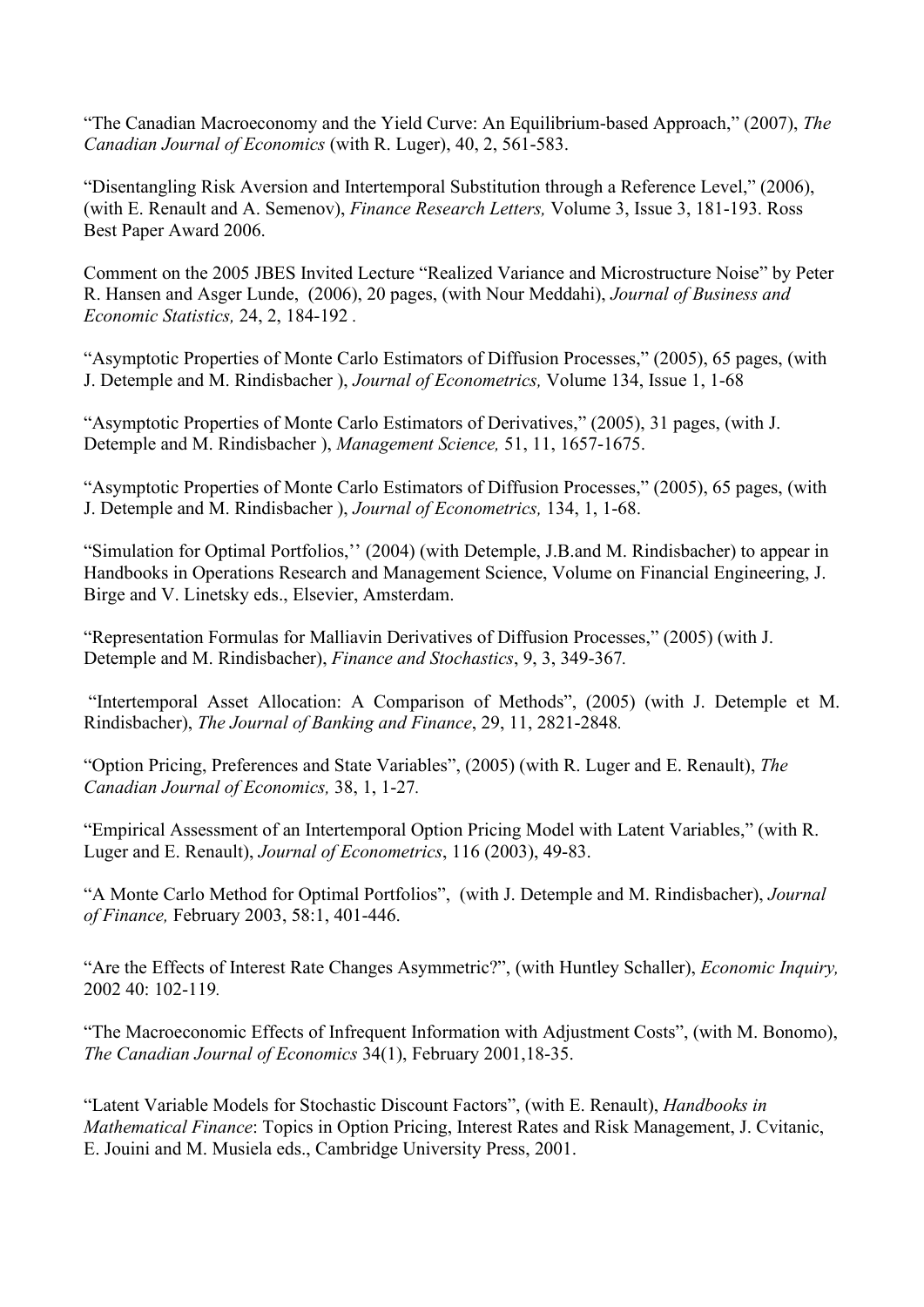"The Canadian Macroeconomy and the Yield Curve: An Equilibrium-based Approach," (2007), *The Canadian Journal of Economics* (with R. Luger), 40, 2, 561-583.

"Disentangling Risk Aversion and Intertemporal Substitution through a Reference Level," (2006), (with E. Renault and A. Semenov), *Finance Research Letters,* Volume 3, Issue 3, 181-193. Ross Best Paper Award 2006.

Comment on the 2005 JBES Invited Lecture "Realized Variance and Microstructure Noise" by Peter R. Hansen and Asger Lunde, (2006), 20 pages, (with Nour Meddahi), *Journal of Business and Economic Statistics,* 24, 2, 184-192 .

"Asymptotic Properties of Monte Carlo Estimators of Diffusion Processes," (2005), 65 pages, (with J. Detemple and M. Rindisbacher ), *Journal of Econometrics,* Volume 134, Issue 1, 1-68

"Asymptotic Properties of Monte Carlo Estimators of Derivatives," (2005), 31 pages, (with J. Detemple and M. Rindisbacher ), *Management Science,* 51, 11, 1657-1675.

"Asymptotic Properties of Monte Carlo Estimators of Diffusion Processes," (2005), 65 pages, (with J. Detemple and M. Rindisbacher ), *Journal of Econometrics,* 134, 1, 1-68.

"Simulation for Optimal Portfolios,'' (2004) (with Detemple, J.B.and M. Rindisbacher) to appear in Handbooks in Operations Research and Management Science, Volume on Financial Engineering, J. Birge and V. Linetsky eds., Elsevier, Amsterdam.

"Representation Formulas for Malliavin Derivatives of Diffusion Processes," (2005) (with J. Detemple and M. Rindisbacher), *Finance and Stochastics*, 9, 3, 349-367.

"Intertemporal Asset Allocation: A Comparison of Methods", (2005) (with J. Detemple et M. Rindisbacher), *The Journal of Banking and Finance*, 29, 11, 2821-2848.

"Option Pricing, Preferences and State Variables", (2005) (with R. Luger and E. Renault), *The Canadian Journal of Economics,* 38, 1, 1-27.

"Empirical Assessment of an Intertemporal Option Pricing Model with Latent Variables," (with R. Luger and E. Renault), *Journal of Econometrics*, 116 (2003), 49-83.

"A Monte Carlo Method for Optimal Portfolios", (with J. Detemple and M. Rindisbacher), *Journal of Finance,* February 2003, 58:1, 401-446.

"Are the Effects of Interest Rate Changes Asymmetric?", (with Huntley Schaller), *Economic Inquiry,* 2002 40: 102-119.

"The Macroeconomic Effects of Infrequent Information with Adjustment Costs", (with M. Bonomo), *The Canadian Journal of Economics* 34(1), February 2001,18-35.

"Latent Variable Models for Stochastic Discount Factors", (with E. Renault), *Handbooks in Mathematical Finance*: Topics in Option Pricing, Interest Rates and Risk Management, J. Cvitanic, E. Jouini and M. Musiela eds., Cambridge University Press, 2001.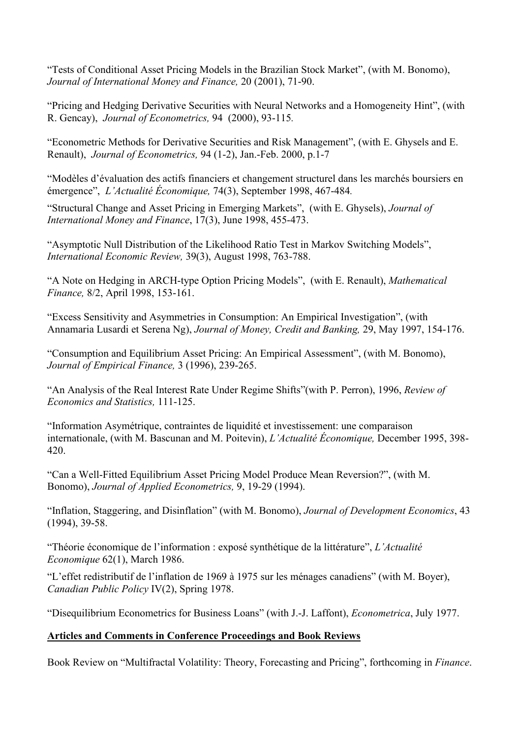"Tests of Conditional Asset Pricing Models in the Brazilian Stock Market", (with M. Bonomo), *Journal of International Money and Finance,* 20 (2001), 71-90.

"Pricing and Hedging Derivative Securities with Neural Networks and a Homogeneity Hint", (with R. Gencay), *Journal of Econometrics,* 94 (2000), 93-115.

"Econometric Methods for Derivative Securities and Risk Management", (with E. Ghysels and E. Renault), *Journal of Econometrics,* 94 (1-2), Jan.-Feb. 2000, p.1-7

"Modèles d'évaluation des actifs financiers et changement structurel dans les marchés boursiers en émergence", *L'Actualité Économique,* 74(3), September 1998, 467-484.

"Structural Change and Asset Pricing in Emerging Markets", (with E. Ghysels), *Journal of International Money and Finance*, 17(3), June 1998, 455-473.

"Asymptotic Null Distribution of the Likelihood Ratio Test in Markov Switching Models", *International Economic Review,* 39(3), August 1998, 763-788.

"A Note on Hedging in ARCH-type Option Pricing Models", (with E. Renault), *Mathematical Finance,* 8/2, April 1998, 153-161.

"Excess Sensitivity and Asymmetries in Consumption: An Empirical Investigation", (with Annamaria Lusardi et Serena Ng), *Journal of Money, Credit and Banking,* 29, May 1997, 154-176.

"Consumption and Equilibrium Asset Pricing: An Empirical Assessment", (with M. Bonomo), *Journal of Empirical Finance,* 3 (1996), 239-265.

"An Analysis of the Real Interest Rate Under Regime Shifts"(with P. Perron), 1996, *Review of Economics and Statistics,* 111-125.

"Information Asymétrique, contraintes de liquidité et investissement: une comparaison internationale, (with M. Bascunan and M. Poitevin), *L'Actualité Économique,* December 1995, 398-420.

"Can a Well-Fitted Equilibrium Asset Pricing Model Produce Mean Reversion?", (with M. Bonomo), *Journal of Applied Econometrics,* 9, 19-29 (1994).

"Inflation, Staggering, and Disinflation" (with M. Bonomo), *Journal of Development Economics*, 43 (1994), 39-58.

"Théorie économique de l'information : exposé synthétique de la littérature", *L'Actualité Economique* 62(1), March 1986.

"L'effet redistributif de l'inflation de 1969 à 1975 sur les ménages canadiens" (with M. Boyer), *Canadian Public Policy* IV(2), Spring 1978.

"Disequilibrium Econometrics for Business Loans" (with J.-J. Laffont), *Econometrica*, July 1977.

**Articles and Comments in Conference Proceedings and Book Reviews**

Book Review on "Multifractal Volatility: Theory, Forecasting and Pricing", forthcoming in *Finance*.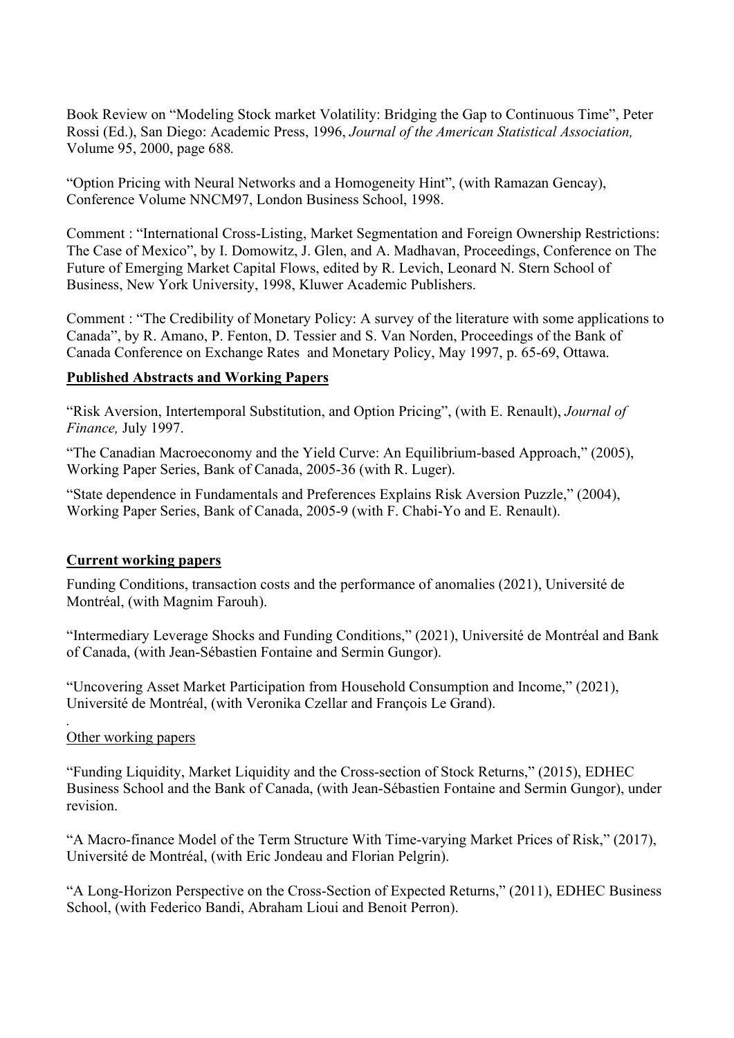Book Review on "Modeling Stock market Volatility: Bridging the Gap to Continuous Time", Peter Rossi (Ed.), San Diego: Academic Press, 1996, *Journal of the American Statistical Association,* Volume 95, 2000, page 688*.*

"Option Pricing with Neural Networks and a Homogeneity Hint", (with Ramazan Gencay), Conference Volume NNCM97, London Business School, 1998.

Comment : "International Cross-Listing, Market Segmentation and Foreign Ownership Restrictions: The Case of Mexico", by I. Domowitz, J. Glen, and A. Madhavan, Proceedings, Conference on The Future of Emerging Market Capital Flows, edited by R. Levich, Leonard N. Stern School of Business, New York University, 1998, Kluwer Academic Publishers.

Comment : "The Credibility of Monetary Policy: A survey of the literature with some applications to Canada", by R. Amano, P. Fenton, D. Tessier and S. Van Norden, Proceedings of the Bank of Canada Conference on Exchange Rates and Monetary Policy, May 1997, p. 65-69, Ottawa.

**Published Abstracts and Working Papers**

"Risk Aversion, Intertemporal Substitution, and Option Pricing", (with E. Renault), *Journal of Finance,* July 1997.

"The Canadian Macroeconomy and the Yield Curve: An Equilibrium-based Approach," (2005), Working Paper Series, Bank of Canada, 2005-36 (with R. Luger).

"State dependence in Fundamentals and Preferences Explains Risk Aversion Puzzle," (2004), Working Paper Series, Bank of Canada, 2005-9 (with F. Chabi-Yo and E. Renault).

**Current working papers**

Funding Conditions, transaction costs and the performance of anomalies (2021), Université de Montréal, (with Magnim Farouh).

"Intermediary Leverage Shocks and Funding Conditions," (2021), Université de Montréal and Bank of Canada, (with Jean-Sébastien Fontaine and Sermin Gungor).

"Uncovering Asset Market Participation from Household Consumption and Income," (2021), Université de Montréal, (with Veronika Czellar and François Le Grand).

Other working papers

"Funding Liquidity, Market Liquidity and the Cross-section of Stock Returns," (2015), EDHEC Business School and the Bank of Canada, (with Jean-Sébastien Fontaine and Sermin Gungor), under revision.

"A Macro-finance Model of the Term Structure With Time-varying Market Prices of Risk," (2017), Université de Montréal, (with Eric Jondeau and Florian Pelgrin).

"A Long-Horizon Perspective on the Cross-Section of Expected Returns," (2011), EDHEC Business School, (with Federico Bandi, Abraham Lioui and Benoit Perron).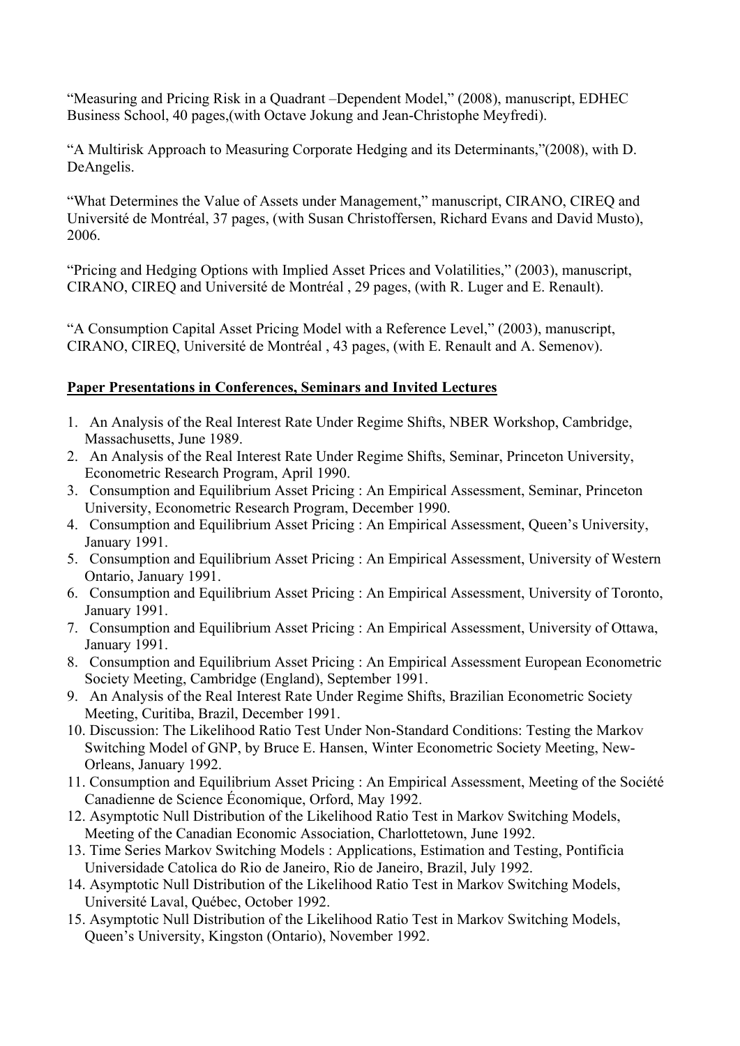"Measuring and Pricing Risk in a Quadrant –Dependent Model," (2008), manuscript, EDHEC Business School, 40 pages,(with Octave Jokung and Jean-Christophe Meyfredi).

"A Multirisk Approach to Measuring Corporate Hedging and its Determinants,"(2008), with D. DeAngelis.

"What Determines the Value of Assets under Management," manuscript, CIRANO, CIREQ and Université de Montréal, 37 pages, (with Susan Christoffersen, Richard Evans and David Musto), 2006.

"Pricing and Hedging Options with Implied Asset Prices and Volatilities," (2003), manuscript, CIRANO, CIREQ and Université de Montréal , 29 pages, (with R. Luger and E. Renault).

"A Consumption Capital Asset Pricing Model with a Reference Level," (2003), manuscript, CIRANO, CIREQ, Université de Montréal , 43 pages, (with E. Renault and A. Semenov).

**Paper Presentations in Conferences, Seminars and Invited Lectures**

1. An Analysis of the Real Interest Rate Under Regime Shifts, NBER Workshop, Cambridge, Massachusetts, June 1989.
2. An Analysis of the Real Interest Rate Under Regime Shifts, Seminar, Princeton University, Econometric Research Program, April 1990.
3. Consumption and Equilibrium Asset Pricing : An Empirical Assessment, Seminar, Princeton University, Econometric Research Program, December 1990.
4. Consumption and Equilibrium Asset Pricing : An Empirical Assessment, Queen's University, January 1991.
5. Consumption and Equilibrium Asset Pricing : An Empirical Assessment, University of Western Ontario, January 1991.
6. Consumption and Equilibrium Asset Pricing : An Empirical Assessment, University of Toronto, January 1991.
7. Consumption and Equilibrium Asset Pricing : An Empirical Assessment, University of Ottawa, January 1991.
8. Consumption and Equilibrium Asset Pricing : An Empirical Assessment European Econometric Society Meeting, Cambridge (England), September 1991.
9. An Analysis of the Real Interest Rate Under Regime Shifts, Brazilian Econometric Society Meeting, Curitiba, Brazil, December 1991.
10. Discussion: The Likelihood Ratio Test Under Non-Standard Conditions: Testing the Markov Switching Model of GNP, by Bruce E. Hansen, Winter Econometric Society Meeting, New-Orleans, January 1992.
11. Consumption and Equilibrium Asset Pricing : An Empirical Assessment, Meeting of the Société Canadienne de Science Économique, Orford, May 1992.
12. Asymptotic Null Distribution of the Likelihood Ratio Test in Markov Switching Models, Meeting of the Canadian Economic Association, Charlottetown, June 1992.
13. Time Series Markov Switching Models : Applications, Estimation and Testing, Pontificia Universidade Catolica do Rio de Janeiro, Rio de Janeiro, Brazil, July 1992.
14. Asymptotic Null Distribution of the Likelihood Ratio Test in Markov Switching Models, Université Laval, Québec, October 1992.
15. Asymptotic Null Distribution of the Likelihood Ratio Test in Markov Switching Models, Queen's University, Kingston (Ontario), November 1992.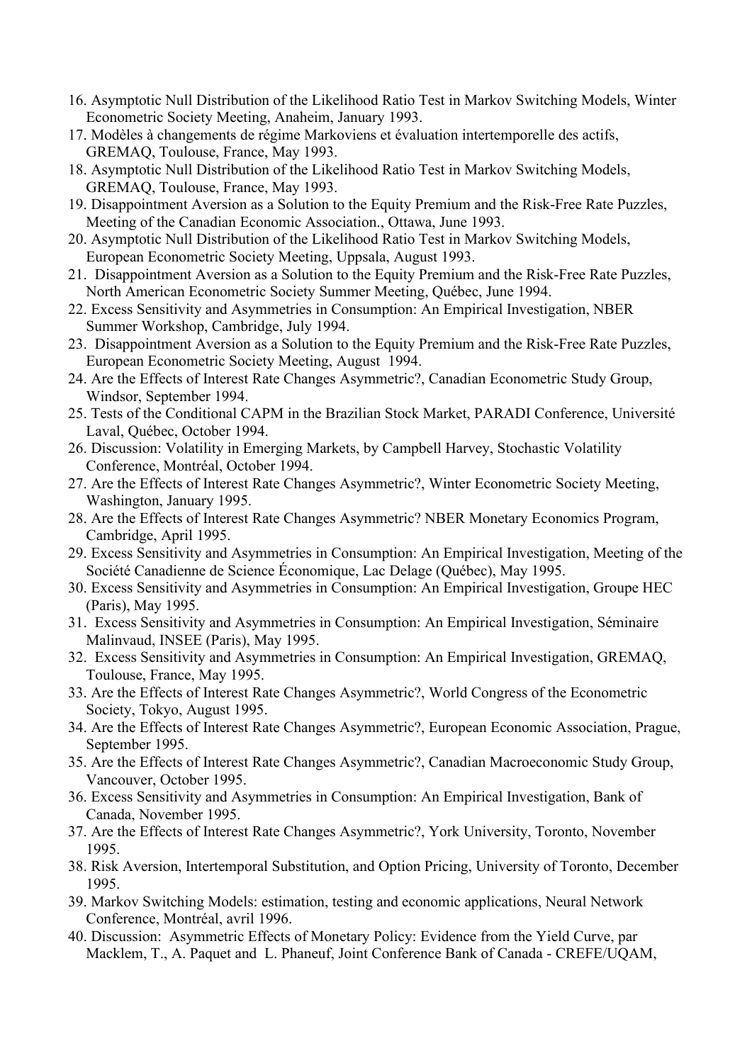16. Asymptotic Null Distribution of the Likelihood Ratio Test in Markov Switching Models, Winter Econometric Society Meeting, Anaheim, January 1993.
17. Modèles à changements de régime Markoviens et évaluation intertemporelle des actifs, GREMAQ, Toulouse, France, May 1993.
18. Asymptotic Null Distribution of the Likelihood Ratio Test in Markov Switching Models, GREMAQ, Toulouse, France, May 1993.
19. Disappointment Aversion as a Solution to the Equity Premium and the Risk-Free Rate Puzzles, Meeting of the Canadian Economic Association., Ottawa, June 1993.
20. Asymptotic Null Distribution of the Likelihood Ratio Test in Markov Switching Models, European Econometric Society Meeting, Uppsala, August 1993.
21. Disappointment Aversion as a Solution to the Equity Premium and the Risk-Free Rate Puzzles, North American Econometric Society Summer Meeting, Québec, June 1994.
22. Excess Sensitivity and Asymmetries in Consumption: An Empirical Investigation, NBER Summer Workshop, Cambridge, July 1994.
23. Disappointment Aversion as a Solution to the Equity Premium and the Risk-Free Rate Puzzles, European Econometric Society Meeting, August 1994.
24. Are the Effects of Interest Rate Changes Asymmetric?, Canadian Econometric Study Group, Windsor, September 1994.
25. Tests of the Conditional CAPM in the Brazilian Stock Market, PARADI Conference, Université Laval, Québec, October 1994.
26. Discussion: Volatility in Emerging Markets, by Campbell Harvey, Stochastic Volatility Conference, Montréal, October 1994.
27. Are the Effects of Interest Rate Changes Asymmetric?, Winter Econometric Society Meeting, Washington, January 1995.
28. Are the Effects of Interest Rate Changes Asymmetric? NBER Monetary Economics Program, Cambridge, April 1995.
29. Excess Sensitivity and Asymmetries in Consumption: An Empirical Investigation, Meeting of the Société Canadienne de Science Économique, Lac Delage (Québec), May 1995.
30. Excess Sensitivity and Asymmetries in Consumption: An Empirical Investigation, Groupe HEC (Paris), May 1995.
31. Excess Sensitivity and Asymmetries in Consumption: An Empirical Investigation, Séminaire Malinvaud, INSEE (Paris), May 1995.
32. Excess Sensitivity and Asymmetries in Consumption: An Empirical Investigation, GREMAQ, Toulouse, France, May 1995.
33. Are the Effects of Interest Rate Changes Asymmetric?, World Congress of the Econometric Society, Tokyo, August 1995.
34. Are the Effects of Interest Rate Changes Asymmetric?, European Economic Association, Prague, September 1995.
35. Are the Effects of Interest Rate Changes Asymmetric?, Canadian Macroeconomic Study Group, Vancouver, October 1995.
36. Excess Sensitivity and Asymmetries in Consumption: An Empirical Investigation, Bank of Canada, November 1995.
37. Are the Effects of Interest Rate Changes Asymmetric?, York University, Toronto, November 1995.
38. Risk Aversion, Intertemporal Substitution, and Option Pricing, University of Toronto, December 1995.
39. Markov Switching Models: estimation, testing and economic applications, Neural Network Conference, Montréal, avril 1996.
40. Discussion: Asymmetric Effects of Monetary Policy: Evidence from the Yield Curve, par Macklem, T., A. Paquet and L. Phaneuf, Joint Conference Bank of Canada - CREFE/UQAM,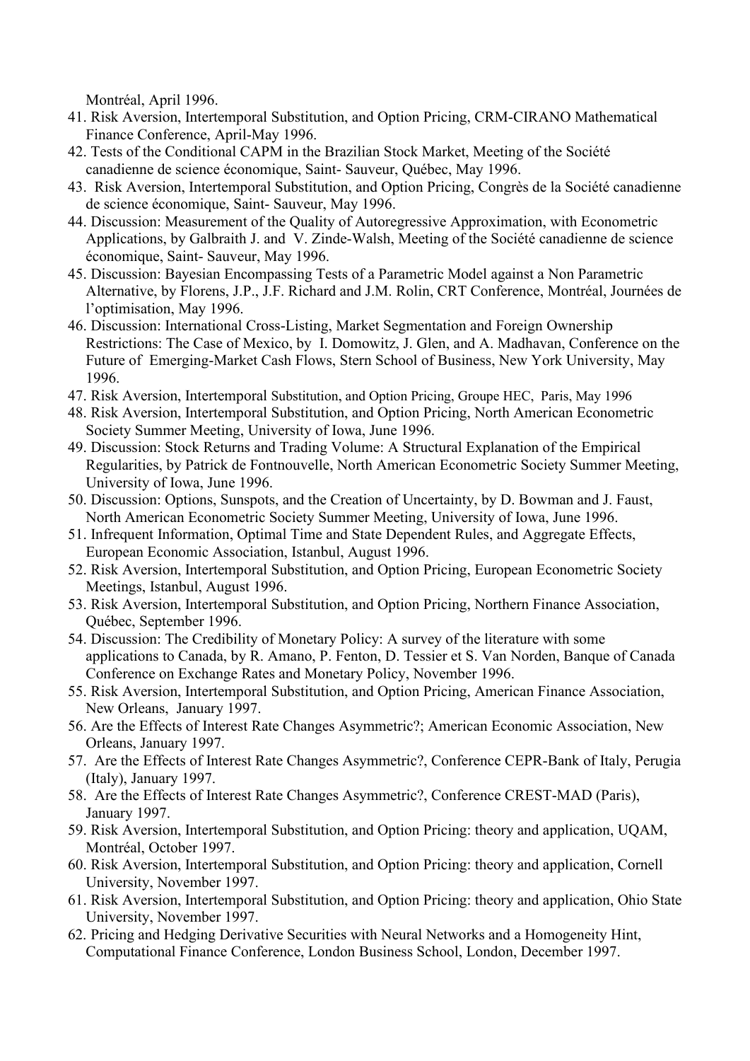Montréal, April 1996.

41. Risk Aversion, Intertemporal Substitution, and Option Pricing, CRM-CIRANO Mathematical Finance Conference, April-May 1996.
42. Tests of the Conditional CAPM in the Brazilian Stock Market, Meeting of the Société canadienne de science économique, Saint- Sauveur, Québec, May 1996.
43. Risk Aversion, Intertemporal Substitution, and Option Pricing, Congrès de la Société canadienne de science économique, Saint- Sauveur, May 1996.
44. Discussion: Measurement of the Quality of Autoregressive Approximation, with Econometric Applications, by Galbraith J. and V. Zinde-Walsh, Meeting of the Société canadienne de science économique, Saint- Sauveur, May 1996.
45. Discussion: Bayesian Encompassing Tests of a Parametric Model against a Non Parametric Alternative, by Florens, J.P., J.F. Richard and J.M. Rolin, CRT Conference, Montréal, Journées de l'optimisation, May 1996.
46. Discussion: International Cross-Listing, Market Segmentation and Foreign Ownership Restrictions: The Case of Mexico, by I. Domowitz, J. Glen, and A. Madhavan, Conference on the Future of Emerging-Market Cash Flows, Stern School of Business, New York University, May 1996.
47. Risk Aversion, Intertemporal Substitution, and Option Pricing, Groupe HEC, Paris, May 1996
48. Risk Aversion, Intertemporal Substitution, and Option Pricing, North American Econometric Society Summer Meeting, University of Iowa, June 1996.
49. Discussion: Stock Returns and Trading Volume: A Structural Explanation of the Empirical Regularities, by Patrick de Fontnouvelle, North American Econometric Society Summer Meeting, University of Iowa, June 1996.
50. Discussion: Options, Sunspots, and the Creation of Uncertainty, by D. Bowman and J. Faust, North American Econometric Society Summer Meeting, University of Iowa, June 1996.
51. Infrequent Information, Optimal Time and State Dependent Rules, and Aggregate Effects, European Economic Association, Istanbul, August 1996.
52. Risk Aversion, Intertemporal Substitution, and Option Pricing, European Econometric Society Meetings, Istanbul, August 1996.
53. Risk Aversion, Intertemporal Substitution, and Option Pricing, Northern Finance Association, Québec, September 1996.
54. Discussion: The Credibility of Monetary Policy: A survey of the literature with some applications to Canada, by R. Amano, P. Fenton, D. Tessier et S. Van Norden, Banque of Canada Conference on Exchange Rates and Monetary Policy, November 1996.
55. Risk Aversion, Intertemporal Substitution, and Option Pricing, American Finance Association, New Orleans, January 1997.
56. Are the Effects of Interest Rate Changes Asymmetric?; American Economic Association, New Orleans, January 1997.
57. Are the Effects of Interest Rate Changes Asymmetric?, Conference CEPR-Bank of Italy, Perugia (Italy), January 1997.
58. Are the Effects of Interest Rate Changes Asymmetric?, Conference CREST-MAD (Paris), January 1997.
59. Risk Aversion, Intertemporal Substitution, and Option Pricing: theory and application, UQAM, Montréal, October 1997.
60. Risk Aversion, Intertemporal Substitution, and Option Pricing: theory and application, Cornell University, November 1997.
61. Risk Aversion, Intertemporal Substitution, and Option Pricing: theory and application, Ohio State University, November 1997.
62. Pricing and Hedging Derivative Securities with Neural Networks and a Homogeneity Hint, Computational Finance Conference, London Business School, London, December 1997.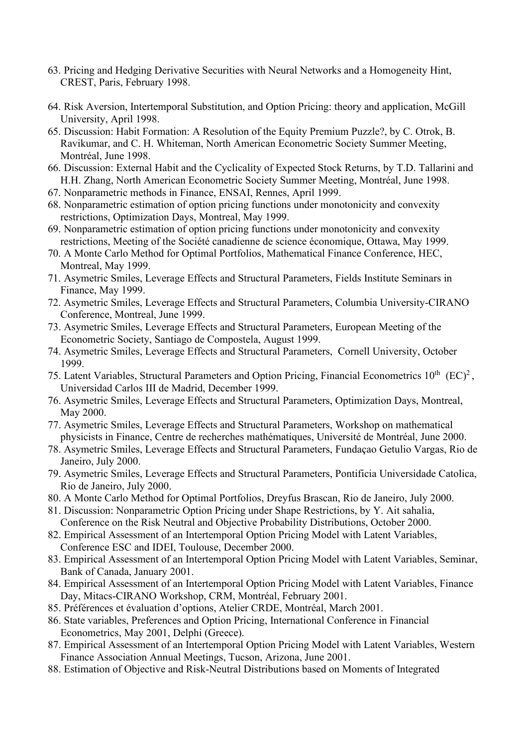63. Pricing and Hedging Derivative Securities with Neural Networks and a Homogeneity Hint, CREST, Paris, February 1998.
64. Risk Aversion, Intertemporal Substitution, and Option Pricing: theory and application, McGill University, April 1998.
65. Discussion: Habit Formation: A Resolution of the Equity Premium Puzzle?, by C. Otrok, B. Ravikumar, and C. H. Whiteman, North American Econometric Society Summer Meeting, Montréal, June 1998.
66. Discussion: External Habit and the Cyclicality of Expected Stock Returns, by T.D. Tallarini and H.H. Zhang, North American Econometric Society Summer Meeting, Montréal, June 1998.
67. Nonparametric methods in Finance, ENSAI, Rennes, April 1999.
68. Nonparametric estimation of option pricing functions under monotonicity and convexity restrictions, Optimization Days, Montreal, May 1999.
69. Nonparametric estimation of option pricing functions under monotonicity and convexity restrictions, Meeting of the Société canadienne de science économique, Ottawa, May 1999.
70. A Monte Carlo Method for Optimal Portfolios, Mathematical Finance Conference, HEC, Montreal, May 1999.
71. Asymetric Smiles, Leverage Effects and Structural Parameters, Fields Institute Seminars in Finance, May 1999.
72. Asymetric Smiles, Leverage Effects and Structural Parameters, Columbia University-CIRANO Conference, Montreal, June 1999.
73. Asymetric Smiles, Leverage Effects and Structural Parameters, European Meeting of the Econometric Society, Santiago de Compostela, August 1999.
74. Asymetric Smiles, Leverage Effects and Structural Parameters, Cornell University, October 1999.
75. Latent Variables, Structural Parameters and Option Pricing, Financial Econometrics 10$^{th}$ $(EC)^2$, Universidad Carlos III de Madrid, December 1999.
76. Asymetric Smiles, Leverage Effects and Structural Parameters, Optimization Days, Montreal, May 2000.
77. Asymetric Smiles, Leverage Effects and Structural Parameters, Workshop on mathematical physicists in Finance, Centre de recherches mathématiques, Université de Montréal, June 2000.
78. Asymetric Smiles, Leverage Effects and Structural Parameters, Fundaçao Getulio Vargas, Rio de Janeiro, July 2000.
79. Asymetric Smiles, Leverage Effects and Structural Parameters, Pontificia Universidade Catolica, Rio de Janeiro, July 2000.
80. A Monte Carlo Method for Optimal Portfolios, Dreyfus Brascan, Rio de Janeiro, July 2000.
81. Discussion: Nonparametric Option Pricing under Shape Restrictions, by Y. Ait sahalia, Conference on the Risk Neutral and Objective Probability Distributions, October 2000.
82. Empirical Assessment of an Intertemporal Option Pricing Model with Latent Variables, Conference ESC and IDEI, Toulouse, December 2000.
83. Empirical Assessment of an Intertemporal Option Pricing Model with Latent Variables, Seminar, Bank of Canada, January 2001.
84. Empirical Assessment of an Intertemporal Option Pricing Model with Latent Variables, Finance Day, Mitacs-CIRANO Workshop, CRM, Montréal, February 2001.
85. Préférences et évaluation d'options, Atelier CRDE, Montréal, March 2001.
86. State variables, Preferences and Option Pricing, International Conference in Financial Econometrics, May 2001, Delphi (Greece).
87. Empirical Assessment of an Intertemporal Option Pricing Model with Latent Variables, Western Finance Association Annual Meetings, Tucson, Arizona, June 2001.
88. Estimation of Objective and Risk-Neutral Distributions based on Moments of Integrated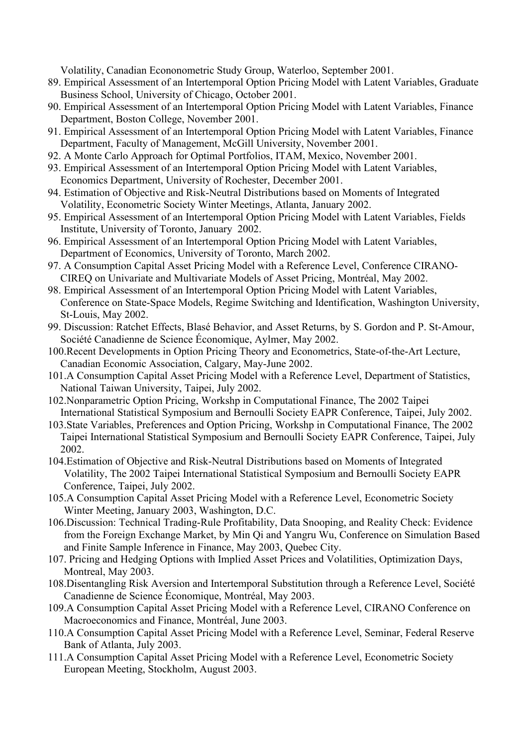Volatility, Canadian Econonometric Study Group, Waterloo, September 2001.

89. Empirical Assessment of an Intertemporal Option Pricing Model with Latent Variables, Graduate Business School, University of Chicago, October 2001.
90. Empirical Assessment of an Intertemporal Option Pricing Model with Latent Variables, Finance Department, Boston College, November 2001.
91. Empirical Assessment of an Intertemporal Option Pricing Model with Latent Variables, Finance Department, Faculty of Management, McGill University, November 2001.
92. A Monte Carlo Approach for Optimal Portfolios, ITAM, Mexico, November 2001.
93. Empirical Assessment of an Intertemporal Option Pricing Model with Latent Variables, Economics Department, University of Rochester, December 2001.
94. Estimation of Objective and Risk-Neutral Distributions based on Moments of Integrated Volatility, Econometric Society Winter Meetings, Atlanta, January 2002.
95. Empirical Assessment of an Intertemporal Option Pricing Model with Latent Variables, Fields Institute, University of Toronto, January 2002.
96. Empirical Assessment of an Intertemporal Option Pricing Model with Latent Variables, Department of Economics, University of Toronto, March 2002.
97. A Consumption Capital Asset Pricing Model with a Reference Level, Conference CIRANO-CIREQ on Univariate and Multivariate Models of Asset Pricing, Montréal, May 2002.
98. Empirical Assessment of an Intertemporal Option Pricing Model with Latent Variables, Conference on State-Space Models, Regime Switching and Identification, Washington University, St-Louis, May 2002.
99. Discussion: Ratchet Effects, Blasé Behavior, and Asset Returns, by S. Gordon and P. St-Amour, Société Canadienne de Science Économique, Aylmer, May 2002.
100. Recent Developments in Option Pricing Theory and Econometrics, State-of-the-Art Lecture, Canadian Economic Association, Calgary, May-June 2002.
101. A Consumption Capital Asset Pricing Model with a Reference Level, Department of Statistics, National Taiwan University, Taipei, July 2002.
102. Nonparametric Option Pricing, Workshp in Computational Finance, The 2002 Taipei International Statistical Symposium and Bernoulli Society EAPR Conference, Taipei, July 2002.
103. State Variables, Preferences and Option Pricing, Workshp in Computational Finance, The 2002 Taipei International Statistical Symposium and Bernoulli Society EAPR Conference, Taipei, July 2002.
104. Estimation of Objective and Risk-Neutral Distributions based on Moments of Integrated Volatility, The 2002 Taipei International Statistical Symposium and Bernoulli Society EAPR Conference, Taipei, July 2002.
105. A Consumption Capital Asset Pricing Model with a Reference Level, Econometric Society Winter Meeting, January 2003, Washington, D.C.
106. Discussion: Technical Trading-Rule Profitability, Data Snooping, and Reality Check: Evidence from the Foreign Exchange Market, by Min Qi and Yangru Wu, Conference on Simulation Based and Finite Sample Inference in Finance, May 2003, Quebec City.
107. Pricing and Hedging Options with Implied Asset Prices and Volatilities, Optimization Days, Montreal, May 2003.
108. Disentangling Risk Aversion and Intertemporal Substitution through a Reference Level, Société Canadienne de Science Économique, Montréal, May 2003.
109. A Consumption Capital Asset Pricing Model with a Reference Level, CIRANO Conference on Macroeconomics and Finance, Montréal, June 2003.
110. A Consumption Capital Asset Pricing Model with a Reference Level, Seminar, Federal Reserve Bank of Atlanta, July 2003.
111. A Consumption Capital Asset Pricing Model with a Reference Level, Econometric Society European Meeting, Stockholm, August 2003.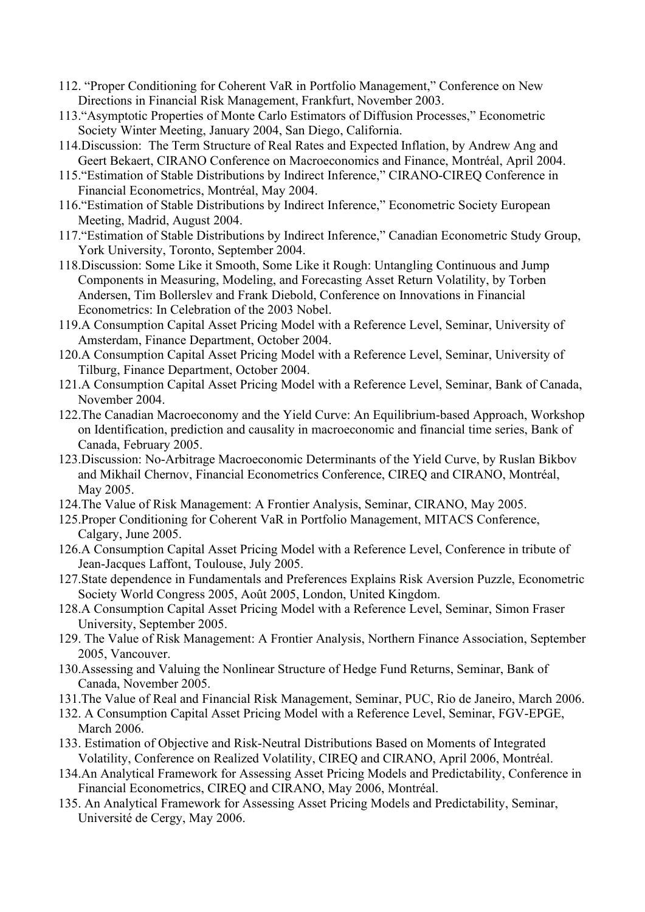112. "Proper Conditioning for Coherent VaR in Portfolio Management," Conference on New Directions in Financial Risk Management, Frankfurt, November 2003.
113. "Asymptotic Properties of Monte Carlo Estimators of Diffusion Processes," Econometric Society Winter Meeting, January 2004, San Diego, California.
114. Discussion: The Term Structure of Real Rates and Expected Inflation, by Andrew Ang and Geert Bekaert, CIRANO Conference on Macroeconomics and Finance, Montréal, April 2004.
115. "Estimation of Stable Distributions by Indirect Inference," CIRANO-CIREQ Conference in Financial Econometrics, Montréal, May 2004.
116. "Estimation of Stable Distributions by Indirect Inference," Econometric Society European Meeting, Madrid, August 2004.
117. "Estimation of Stable Distributions by Indirect Inference," Canadian Econometric Study Group, York University, Toronto, September 2004.
118. Discussion: Some Like it Smooth, Some Like it Rough: Untangling Continuous and Jump Components in Measuring, Modeling, and Forecasting Asset Return Volatility, by Torben Andersen, Tim Bollerslev and Frank Diebold, Conference on Innovations in Financial Econometrics: In Celebration of the 2003 Nobel.
119. A Consumption Capital Asset Pricing Model with a Reference Level, Seminar, University of Amsterdam, Finance Department, October 2004.
120. A Consumption Capital Asset Pricing Model with a Reference Level, Seminar, University of Tilburg, Finance Department, October 2004.
121. A Consumption Capital Asset Pricing Model with a Reference Level, Seminar, Bank of Canada, November 2004.
122. The Canadian Macroeconomy and the Yield Curve: An Equilibrium-based Approach, Workshop on Identification, prediction and causality in macroeconomic and financial time series, Bank of Canada, February 2005.
123. Discussion: No-Arbitrage Macroeconomic Determinants of the Yield Curve, by Ruslan Bikbov and Mikhail Chernov, Financial Econometrics Conference, CIREQ and CIRANO, Montréal, May 2005.
124. The Value of Risk Management: A Frontier Analysis, Seminar, CIRANO, May 2005.
125. Proper Conditioning for Coherent VaR in Portfolio Management, MITACS Conference, Calgary, June 2005.
126. A Consumption Capital Asset Pricing Model with a Reference Level, Conference in tribute of Jean-Jacques Laffont, Toulouse, July 2005.
127. State dependence in Fundamentals and Preferences Explains Risk Aversion Puzzle, Econometric Society World Congress 2005, Août 2005, London, United Kingdom.
128. A Consumption Capital Asset Pricing Model with a Reference Level, Seminar, Simon Fraser University, September 2005.
129. The Value of Risk Management: A Frontier Analysis, Northern Finance Association, September 2005, Vancouver.
130. Assessing and Valuing the Nonlinear Structure of Hedge Fund Returns, Seminar, Bank of Canada, November 2005.
131. The Value of Real and Financial Risk Management, Seminar, PUC, Rio de Janeiro, March 2006.
132. A Consumption Capital Asset Pricing Model with a Reference Level, Seminar, FGV-EPGE, March 2006.
133. Estimation of Objective and Risk-Neutral Distributions Based on Moments of Integrated Volatility, Conference on Realized Volatility, CIREQ and CIRANO, April 2006, Montréal.
134. An Analytical Framework for Assessing Asset Pricing Models and Predictability, Conference in Financial Econometrics, CIREQ and CIRANO, May 2006, Montréal.
135. An Analytical Framework for Assessing Asset Pricing Models and Predictability, Seminar, Université de Cergy, May 2006.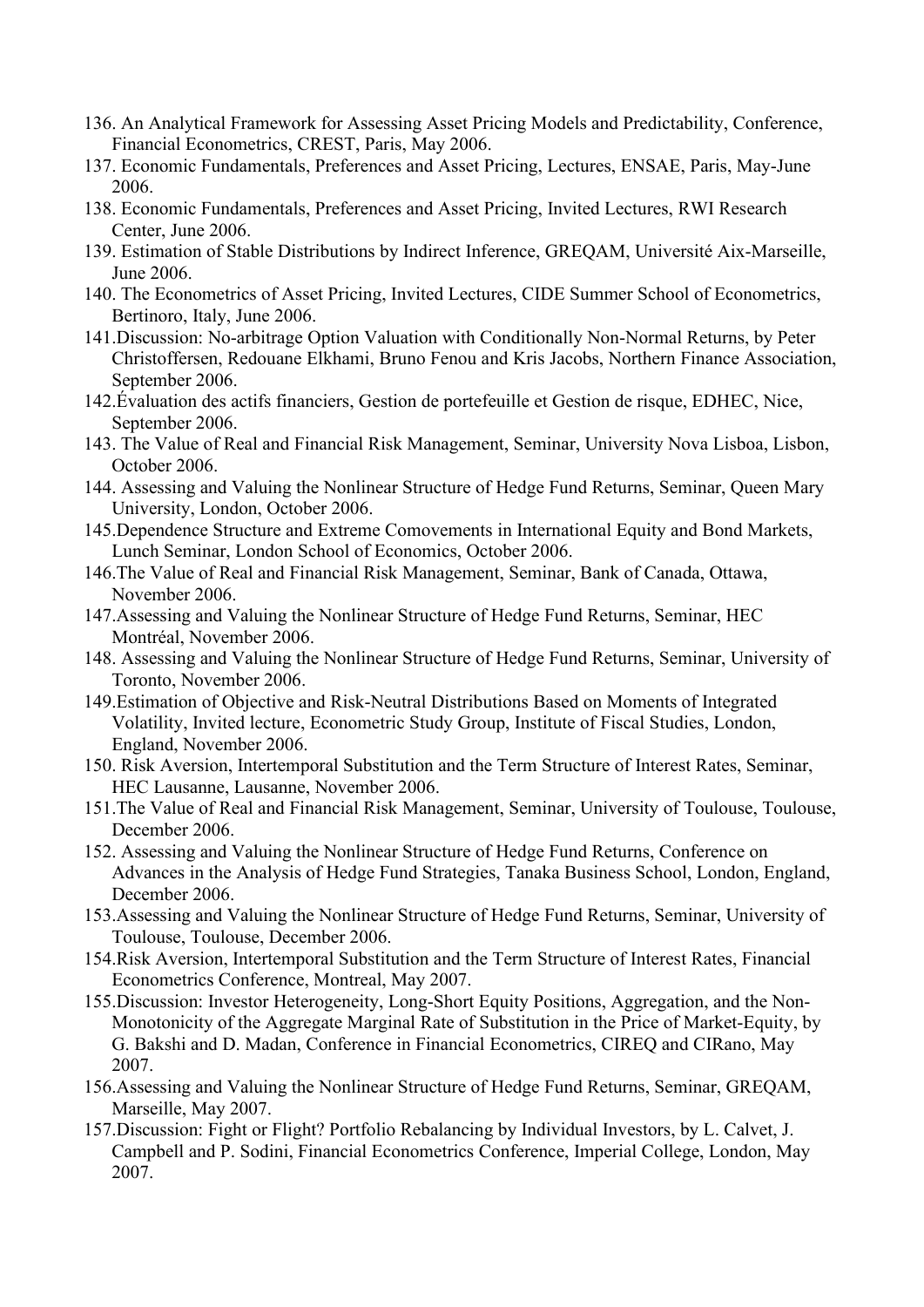136. An Analytical Framework for Assessing Asset Pricing Models and Predictability, Conference, Financial Econometrics, CREST, Paris, May 2006.
137. Economic Fundamentals, Preferences and Asset Pricing, Lectures, ENSAE, Paris, May-June 2006.
138. Economic Fundamentals, Preferences and Asset Pricing, Invited Lectures, RWI Research Center, June 2006.
139. Estimation of Stable Distributions by Indirect Inference, GREQAM, Université Aix-Marseille, June 2006.
140. The Econometrics of Asset Pricing, Invited Lectures, CIDE Summer School of Econometrics, Bertinoro, Italy, June 2006.
141. Discussion: No-arbitrage Option Valuation with Conditionally Non-Normal Returns, by Peter Christoffersen, Redouane Elkhami, Bruno Fenou and Kris Jacobs, Northern Finance Association, September 2006.
142. Évaluation des actifs financiers, Gestion de portefeuille et Gestion de risque, EDHEC, Nice, September 2006.
143. The Value of Real and Financial Risk Management, Seminar, University Nova Lisboa, Lisbon, October 2006.
144. Assessing and Valuing the Nonlinear Structure of Hedge Fund Returns, Seminar, Queen Mary University, London, October 2006.
145. Dependence Structure and Extreme Comovements in International Equity and Bond Markets, Lunch Seminar, London School of Economics, October 2006.
146. The Value of Real and Financial Risk Management, Seminar, Bank of Canada, Ottawa, November 2006.
147. Assessing and Valuing the Nonlinear Structure of Hedge Fund Returns, Seminar, HEC Montréal, November 2006.
148. Assessing and Valuing the Nonlinear Structure of Hedge Fund Returns, Seminar, University of Toronto, November 2006.
149. Estimation of Objective and Risk-Neutral Distributions Based on Moments of Integrated Volatility, Invited lecture, Econometric Study Group, Institute of Fiscal Studies, London, England, November 2006.
150. Risk Aversion, Intertemporal Substitution and the Term Structure of Interest Rates, Seminar, HEC Lausanne, Lausanne, November 2006.
151. The Value of Real and Financial Risk Management, Seminar, University of Toulouse, Toulouse, December 2006.
152. Assessing and Valuing the Nonlinear Structure of Hedge Fund Returns, Conference on Advances in the Analysis of Hedge Fund Strategies, Tanaka Business School, London, England, December 2006.
153. Assessing and Valuing the Nonlinear Structure of Hedge Fund Returns, Seminar, University of Toulouse, Toulouse, December 2006.
154. Risk Aversion, Intertemporal Substitution and the Term Structure of Interest Rates, Financial Econometrics Conference, Montreal, May 2007.
155. Discussion: Investor Heterogeneity, Long-Short Equity Positions, Aggregation, and the Non-Monotonicity of the Aggregate Marginal Rate of Substitution in the Price of Market-Equity, by G. Bakshi and D. Madan, Conference in Financial Econometrics, CIREQ and CIRano, May 2007.
156. Assessing and Valuing the Nonlinear Structure of Hedge Fund Returns, Seminar, GREQAM, Marseille, May 2007.
157. Discussion: Fight or Flight? Portfolio Rebalancing by Individual Investors, by L. Calvet, J. Campbell and P. Sodini, Financial Econometrics Conference, Imperial College, London, May 2007.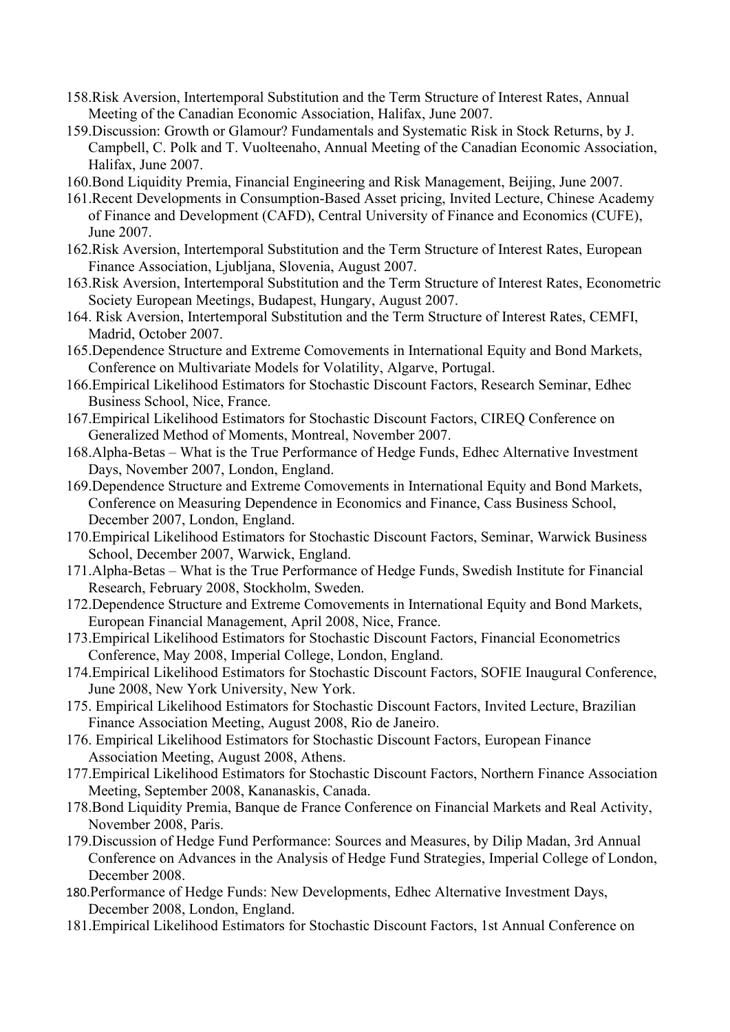158. Risk Aversion, Intertemporal Substitution and the Term Structure of Interest Rates, Annual Meeting of the Canadian Economic Association, Halifax, June 2007.
159. Discussion: Growth or Glamour? Fundamentals and Systematic Risk in Stock Returns, by J. Campbell, C. Polk and T. Vuolteenaho, Annual Meeting of the Canadian Economic Association, Halifax, June 2007.
160. Bond Liquidity Premia, Financial Engineering and Risk Management, Beijing, June 2007.
161. Recent Developments in Consumption-Based Asset pricing, Invited Lecture, Chinese Academy of Finance and Development (CAFD), Central University of Finance and Economics (CUFE), June 2007.
162. Risk Aversion, Intertemporal Substitution and the Term Structure of Interest Rates, European Finance Association, Ljubljana, Slovenia, August 2007.
163. Risk Aversion, Intertemporal Substitution and the Term Structure of Interest Rates, Econometric Society European Meetings, Budapest, Hungary, August 2007.
164. Risk Aversion, Intertemporal Substitution and the Term Structure of Interest Rates, CEMFI, Madrid, October 2007.
165. Dependence Structure and Extreme Comovements in International Equity and Bond Markets, Conference on Multivariate Models for Volatility, Algarve, Portugal.
166. Empirical Likelihood Estimators for Stochastic Discount Factors, Research Seminar, Edhec Business School, Nice, France.
167. Empirical Likelihood Estimators for Stochastic Discount Factors, CIREQ Conference on Generalized Method of Moments, Montreal, November 2007.
168. Alpha-Betas – What is the True Performance of Hedge Funds, Edhec Alternative Investment Days, November 2007, London, England.
169. Dependence Structure and Extreme Comovements in International Equity and Bond Markets, Conference on Measuring Dependence in Economics and Finance, Cass Business School, December 2007, London, England.
170. Empirical Likelihood Estimators for Stochastic Discount Factors, Seminar, Warwick Business School, December 2007, Warwick, England.
171. Alpha-Betas – What is the True Performance of Hedge Funds, Swedish Institute for Financial Research, February 2008, Stockholm, Sweden.
172. Dependence Structure and Extreme Comovements in International Equity and Bond Markets, European Financial Management, April 2008, Nice, France.
173. Empirical Likelihood Estimators for Stochastic Discount Factors, Financial Econometrics Conference, May 2008, Imperial College, London, England.
174. Empirical Likelihood Estimators for Stochastic Discount Factors, SOFIE Inaugural Conference, June 2008, New York University, New York.
175. Empirical Likelihood Estimators for Stochastic Discount Factors, Invited Lecture, Brazilian Finance Association Meeting, August 2008, Rio de Janeiro.
176. Empirical Likelihood Estimators for Stochastic Discount Factors, European Finance Association Meeting, August 2008, Athens.
177. Empirical Likelihood Estimators for Stochastic Discount Factors, Northern Finance Association Meeting, September 2008, Kananaskis, Canada.
178. Bond Liquidity Premia, Banque de France Conference on Financial Markets and Real Activity, November 2008, Paris.
179. Discussion of Hedge Fund Performance: Sources and Measures, by Dilip Madan, 3rd Annual Conference on Advances in the Analysis of Hedge Fund Strategies, Imperial College of London, December 2008.
180. Performance of Hedge Funds: New Developments, Edhec Alternative Investment Days, December 2008, London, England.
181. Empirical Likelihood Estimators for Stochastic Discount Factors, 1st Annual Conference on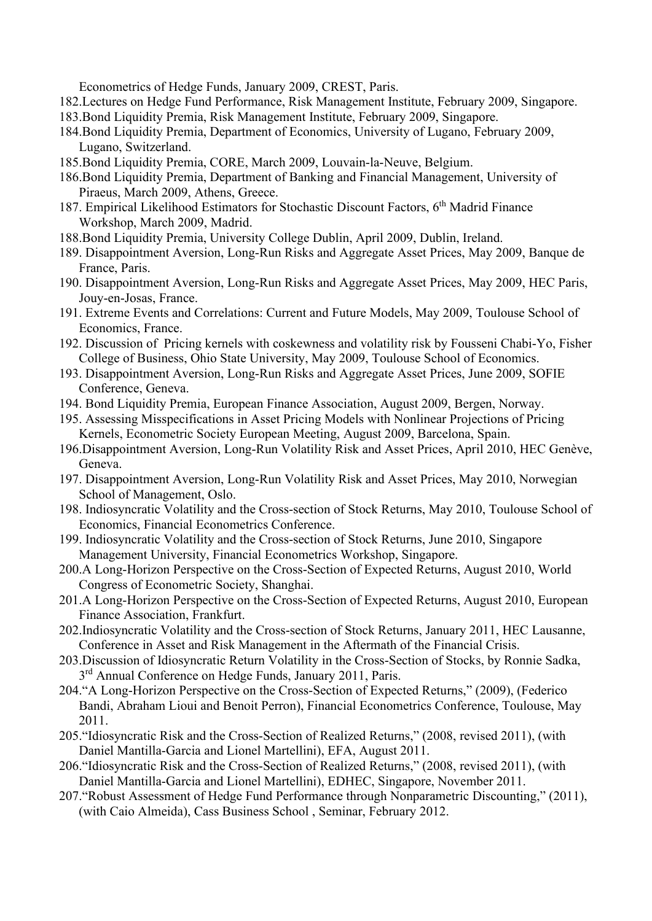Econometrics of Hedge Funds, January 2009, CREST, Paris.

182. Lectures on Hedge Fund Performance, Risk Management Institute, February 2009, Singapore.
183. Bond Liquidity Premia, Risk Management Institute, February 2009, Singapore.
184. Bond Liquidity Premia, Department of Economics, University of Lugano, February 2009, Lugano, Switzerland.
185. Bond Liquidity Premia, CORE, March 2009, Louvain-la-Neuve, Belgium.
186. Bond Liquidity Premia, Department of Banking and Financial Management, University of Piraeus, March 2009, Athens, Greece.
187. Empirical Likelihood Estimators for Stochastic Discount Factors, 6th Madrid Finance Workshop, March 2009, Madrid.
188. Bond Liquidity Premia, University College Dublin, April 2009, Dublin, Ireland.
189. Disappointment Aversion, Long-Run Risks and Aggregate Asset Prices, May 2009, Banque de France, Paris.
190. Disappointment Aversion, Long-Run Risks and Aggregate Asset Prices, May 2009, HEC Paris, Jouy-en-Josas, France.
191. Extreme Events and Correlations: Current and Future Models, May 2009, Toulouse School of Economics, France.
192. Discussion of Pricing kernels with coskewness and volatility risk by Fousseni Chabi-Yo, Fisher College of Business, Ohio State University, May 2009, Toulouse School of Economics.
193. Disappointment Aversion, Long-Run Risks and Aggregate Asset Prices, June 2009, SOFIE Conference, Geneva.
194. Bond Liquidity Premia, European Finance Association, August 2009, Bergen, Norway.
195. Assessing Misspecifications in Asset Pricing Models with Nonlinear Projections of Pricing Kernels, Econometric Society European Meeting, August 2009, Barcelona, Spain.
196. Disappointment Aversion, Long-Run Volatility Risk and Asset Prices, April 2010, HEC Genève, Geneva.
197. Disappointment Aversion, Long-Run Volatility Risk and Asset Prices, May 2010, Norwegian School of Management, Oslo.
198. Indiosyncratic Volatility and the Cross-section of Stock Returns, May 2010, Toulouse School of Economics, Financial Econometrics Conference.
199. Indiosyncratic Volatility and the Cross-section of Stock Returns, June 2010, Singapore Management University, Financial Econometrics Workshop, Singapore.
200. A Long-Horizon Perspective on the Cross-Section of Expected Returns, August 2010, World Congress of Econometric Society, Shanghai.
201. A Long-Horizon Perspective on the Cross-Section of Expected Returns, August 2010, European Finance Association, Frankfurt.
202. Indiosyncratic Volatility and the Cross-section of Stock Returns, January 2011, HEC Lausanne, Conference in Asset and Risk Management in the Aftermath of the Financial Crisis.
203. Discussion of Idiosyncratic Return Volatility in the Cross-Section of Stocks, by Ronnie Sadka, 3rd Annual Conference on Hedge Funds, January 2011, Paris.
204. "A Long-Horizon Perspective on the Cross-Section of Expected Returns," (2009), (Federico Bandi, Abraham Lioui and Benoit Perron), Financial Econometrics Conference, Toulouse, May 2011.
205. "Idiosyncratic Risk and the Cross-Section of Realized Returns," (2008, revised 2011), (with Daniel Mantilla-Garcia and Lionel Martellini), EFA, August 2011.
206. "Idiosyncratic Risk and the Cross-Section of Realized Returns," (2008, revised 2011), (with Daniel Mantilla-Garcia and Lionel Martellini), EDHEC, Singapore, November 2011.
207. "Robust Assessment of Hedge Fund Performance through Nonparametric Discounting," (2011), (with Caio Almeida), Cass Business School , Seminar, February 2012.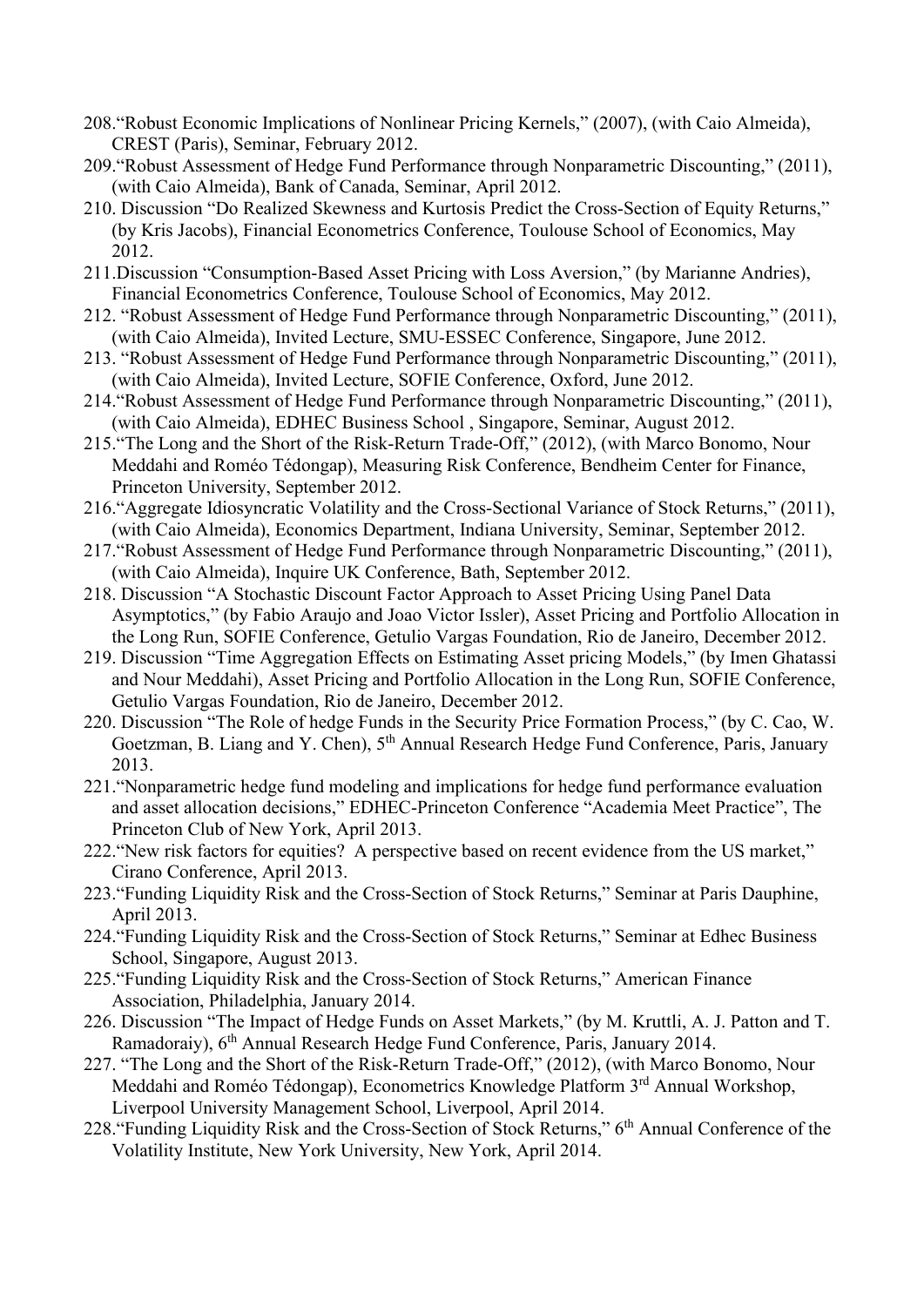208. "Robust Economic Implications of Nonlinear Pricing Kernels," (2007), (with Caio Almeida), CREST (Paris), Seminar, February 2012.
209. "Robust Assessment of Hedge Fund Performance through Nonparametric Discounting," (2011), (with Caio Almeida), Bank of Canada, Seminar, April 2012.
210. Discussion "Do Realized Skewness and Kurtosis Predict the Cross-Section of Equity Returns," (by Kris Jacobs), Financial Econometrics Conference, Toulouse School of Economics, May 2012.
211. Discussion "Consumption-Based Asset Pricing with Loss Aversion," (by Marianne Andries), Financial Econometrics Conference, Toulouse School of Economics, May 2012.
212. "Robust Assessment of Hedge Fund Performance through Nonparametric Discounting," (2011), (with Caio Almeida), Invited Lecture, SMU-ESSEC Conference, Singapore, June 2012.
213. "Robust Assessment of Hedge Fund Performance through Nonparametric Discounting," (2011), (with Caio Almeida), Invited Lecture, SOFIE Conference, Oxford, June 2012.
214. "Robust Assessment of Hedge Fund Performance through Nonparametric Discounting," (2011), (with Caio Almeida), EDHEC Business School , Singapore, Seminar, August 2012.
215. "The Long and the Short of the Risk-Return Trade-Off," (2012), (with Marco Bonomo, Nour Meddahi and Roméo Tédongap), Measuring Risk Conference, Bendheim Center for Finance, Princeton University, September 2012.
216. "Aggregate Idiosyncratic Volatility and the Cross-Sectional Variance of Stock Returns," (2011), (with Caio Almeida), Economics Department, Indiana University, Seminar, September 2012.
217. "Robust Assessment of Hedge Fund Performance through Nonparametric Discounting," (2011), (with Caio Almeida), Inquire UK Conference, Bath, September 2012.
218. Discussion "A Stochastic Discount Factor Approach to Asset Pricing Using Panel Data Asymptotics," (by Fabio Araujo and Joao Victor Issler), Asset Pricing and Portfolio Allocation in the Long Run, SOFIE Conference, Getulio Vargas Foundation, Rio de Janeiro, December 2012.
219. Discussion "Time Aggregation Effects on Estimating Asset pricing Models," (by Imen Ghatassi and Nour Meddahi), Asset Pricing and Portfolio Allocation in the Long Run, SOFIE Conference, Getulio Vargas Foundation, Rio de Janeiro, December 2012.
220. Discussion "The Role of hedge Funds in the Security Price Formation Process," (by C. Cao, W. Goetzman, B. Liang and Y. Chen), 5th Annual Research Hedge Fund Conference, Paris, January 2013.
221. "Nonparametric hedge fund modeling and implications for hedge fund performance evaluation and asset allocation decisions," EDHEC-Princeton Conference "Academia Meet Practice", The Princeton Club of New York, April 2013.
222. "New risk factors for equities? A perspective based on recent evidence from the US market," Cirano Conference, April 2013.
223. "Funding Liquidity Risk and the Cross-Section of Stock Returns," Seminar at Paris Dauphine, April 2013.
224. "Funding Liquidity Risk and the Cross-Section of Stock Returns," Seminar at Edhec Business School, Singapore, August 2013.
225. "Funding Liquidity Risk and the Cross-Section of Stock Returns," American Finance Association, Philadelphia, January 2014.
226. Discussion "The Impact of Hedge Funds on Asset Markets," (by M. Kruttli, A. J. Patton and T. Ramadoraiy), 6th Annual Research Hedge Fund Conference, Paris, January 2014.
227. "The Long and the Short of the Risk-Return Trade-Off," (2012), (with Marco Bonomo, Nour Meddahi and Roméo Tédongap), Econometrics Knowledge Platform 3rd Annual Workshop, Liverpool University Management School, Liverpool, April 2014.
228. "Funding Liquidity Risk and the Cross-Section of Stock Returns," 6th Annual Conference of the Volatility Institute, New York University, New York, April 2014.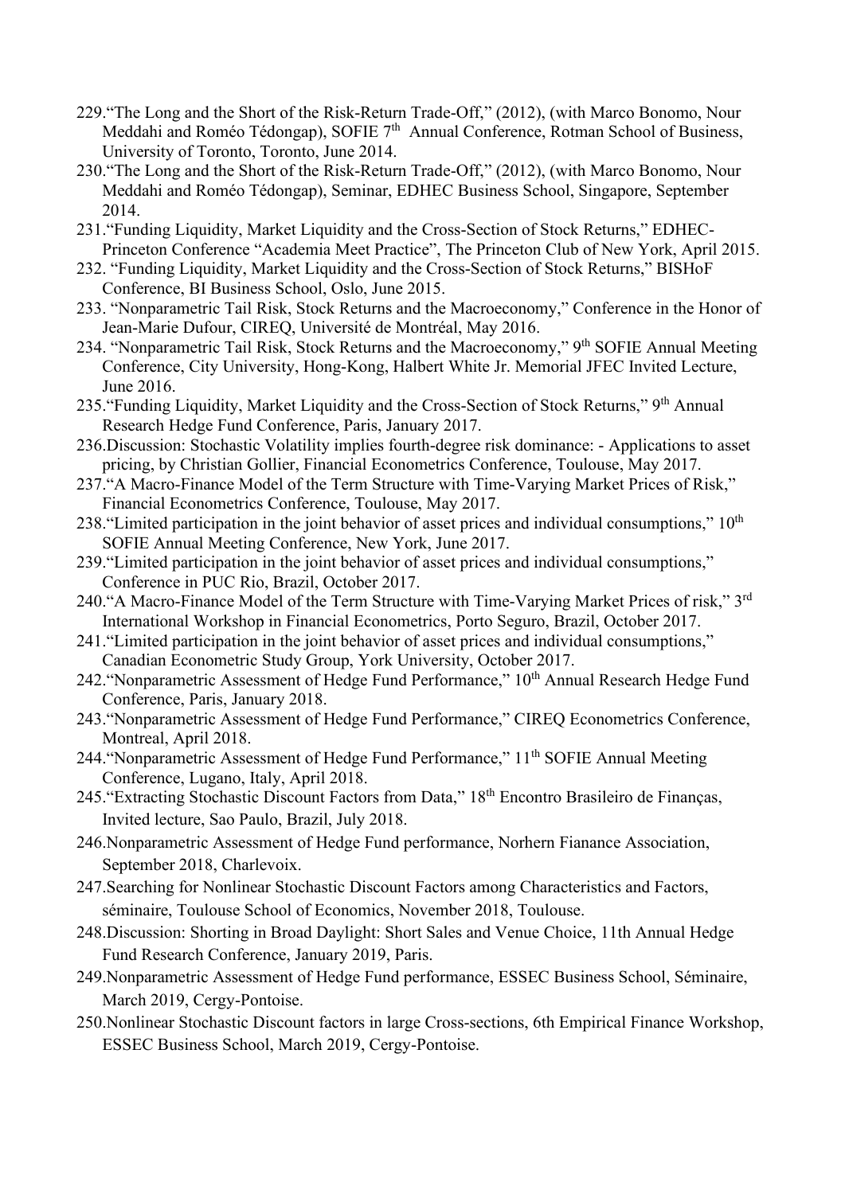229.“The Long and the Short of the Risk-Return Trade-Off,” (2012), (with Marco Bonomo, Nour Meddahi and Roméo Tédongap), SOFIE 7th Annual Conference, Rotman School of Business, University of Toronto, Toronto, June 2014.

230.“The Long and the Short of the Risk-Return Trade-Off,” (2012), (with Marco Bonomo, Nour Meddahi and Roméo Tédongap), Seminar, EDHEC Business School, Singapore, September 2014.

231.“Funding Liquidity, Market Liquidity and the Cross-Section of Stock Returns,” EDHEC-Princeton Conference “Academia Meet Practice”, The Princeton Club of New York, April 2015.

232. “Funding Liquidity, Market Liquidity and the Cross-Section of Stock Returns,” BISHoF Conference, BI Business School, Oslo, June 2015.

233. “Nonparametric Tail Risk, Stock Returns and the Macroeconomy,” Conference in the Honor of Jean-Marie Dufour, CIREQ, Université de Montréal, May 2016.

234. “Nonparametric Tail Risk, Stock Returns and the Macroeconomy,” 9th SOFIE Annual Meeting Conference, City University, Hong-Kong, Halbert White Jr. Memorial JFEC Invited Lecture, June 2016.

235.“Funding Liquidity, Market Liquidity and the Cross-Section of Stock Returns,” 9th Annual Research Hedge Fund Conference, Paris, January 2017.

236.Discussion: Stochastic Volatility implies fourth-degree risk dominance: - Applications to asset pricing, by Christian Gollier, Financial Econometrics Conference, Toulouse, May 2017.

237.“A Macro-Finance Model of the Term Structure with Time-Varying Market Prices of Risk,” Financial Econometrics Conference, Toulouse, May 2017.

238.“Limited participation in the joint behavior of asset prices and individual consumptions,” 10th SOFIE Annual Meeting Conference, New York, June 2017.

239.“Limited participation in the joint behavior of asset prices and individual consumptions,” Conference in PUC Rio, Brazil, October 2017.

240.“A Macro-Finance Model of the Term Structure with Time-Varying Market Prices of risk,” 3rd International Workshop in Financial Econometrics, Porto Seguro, Brazil, October 2017.

241.“Limited participation in the joint behavior of asset prices and individual consumptions,” Canadian Econometric Study Group, York University, October 2017.

242.“Nonparametric Assessment of Hedge Fund Performance,” 10th Annual Research Hedge Fund Conference, Paris, January 2018.

243.“Nonparametric Assessment of Hedge Fund Performance,” CIREQ Econometrics Conference, Montreal, April 2018.

244.“Nonparametric Assessment of Hedge Fund Performance,” 11th SOFIE Annual Meeting Conference, Lugano, Italy, April 2018.

245.“Extracting Stochastic Discount Factors from Data,” 18th Encontro Brasileiro de Finanças, Invited lecture, Sao Paulo, Brazil, July 2018.

246.Nonparametric Assessment of Hedge Fund performance, Norhern Fianance Association, September 2018, Charlevoix.

247.Searching for Nonlinear Stochastic Discount Factors among Characteristics and Factors, séminaire, Toulouse School of Economics, November 2018, Toulouse.

248.Discussion: Shorting in Broad Daylight: Short Sales and Venue Choice, 11th Annual Hedge Fund Research Conference, January 2019, Paris.

249.Nonparametric Assessment of Hedge Fund performance, ESSEC Business School, Séminaire, March 2019, Cergy-Pontoise.

250.Nonlinear Stochastic Discount factors in large Cross-sections, 6th Empirical Finance Workshop, ESSEC Business School, March 2019, Cergy-Pontoise.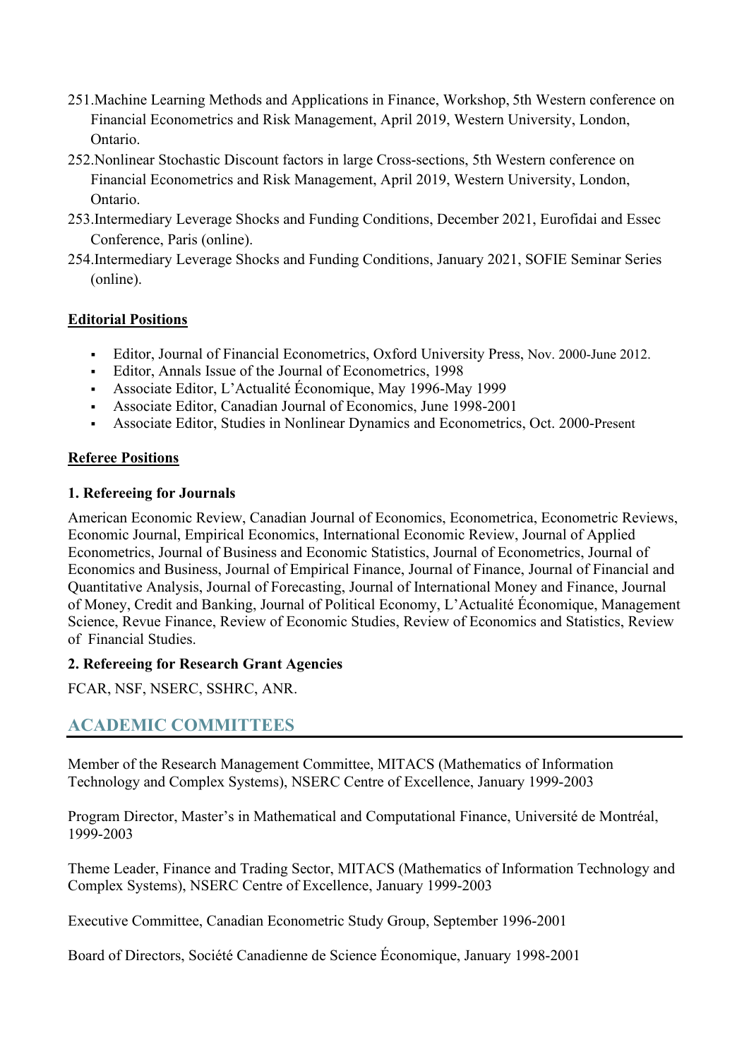251. Machine Learning Methods and Applications in Finance, Workshop, 5th Western conference on Financial Econometrics and Risk Management, April 2019, Western University, London, Ontario.
252. Nonlinear Stochastic Discount factors in large Cross-sections, 5th Western conference on Financial Econometrics and Risk Management, April 2019, Western University, London, Ontario.
253. Intermediary Leverage Shocks and Funding Conditions, December 2021, Eurofidai and Essec Conference, Paris (online).
254. Intermediary Leverage Shocks and Funding Conditions, January 2021, SOFIE Seminar Series (online).

**Editorial Positions**

- Editor, Journal of Financial Econometrics, Oxford University Press, Nov. 2000-June 2012.
- Editor, Annals Issue of the Journal of Econometrics, 1998
- Associate Editor, L'Actualité Économique, May 1996-May 1999
- Associate Editor, Canadian Journal of Economics, June 1998-2001
- Associate Editor, Studies in Nonlinear Dynamics and Econometrics, Oct. 2000-Present

**Referee Positions**

**1. Refereeing for Journals**

American Economic Review, Canadian Journal of Economics, Econometrica, Econometric Reviews, Economic Journal, Empirical Economics, International Economic Review, Journal of Applied Econometrics, Journal of Business and Economic Statistics, Journal of Econometrics, Journal of Economics and Business, Journal of Empirical Finance, Journal of Finance, Journal of Financial and Quantitative Analysis, Journal of Forecasting, Journal of International Money and Finance, Journal of Money, Credit and Banking, Journal of Political Economy, L'Actualité Économique, Management Science, Revue Finance, Review of Economic Studies, Review of Economics and Statistics, Review of Financial Studies.

**2. Refereeing for Research Grant Agencies**

FCAR, NSF, NSERC, SSHRC, ANR.

## ACADEMIC COMMITTEES

Member of the Research Management Committee, MITACS (Mathematics of Information Technology and Complex Systems), NSERC Centre of Excellence, January 1999-2003

Program Director, Master's in Mathematical and Computational Finance, Université de Montréal, 1999-2003

Theme Leader, Finance and Trading Sector, MITACS (Mathematics of Information Technology and Complex Systems), NSERC Centre of Excellence, January 1999-2003

Executive Committee, Canadian Econometric Study Group, September 1996-2001

Board of Directors, Société Canadienne de Science Économique, January 1998-2001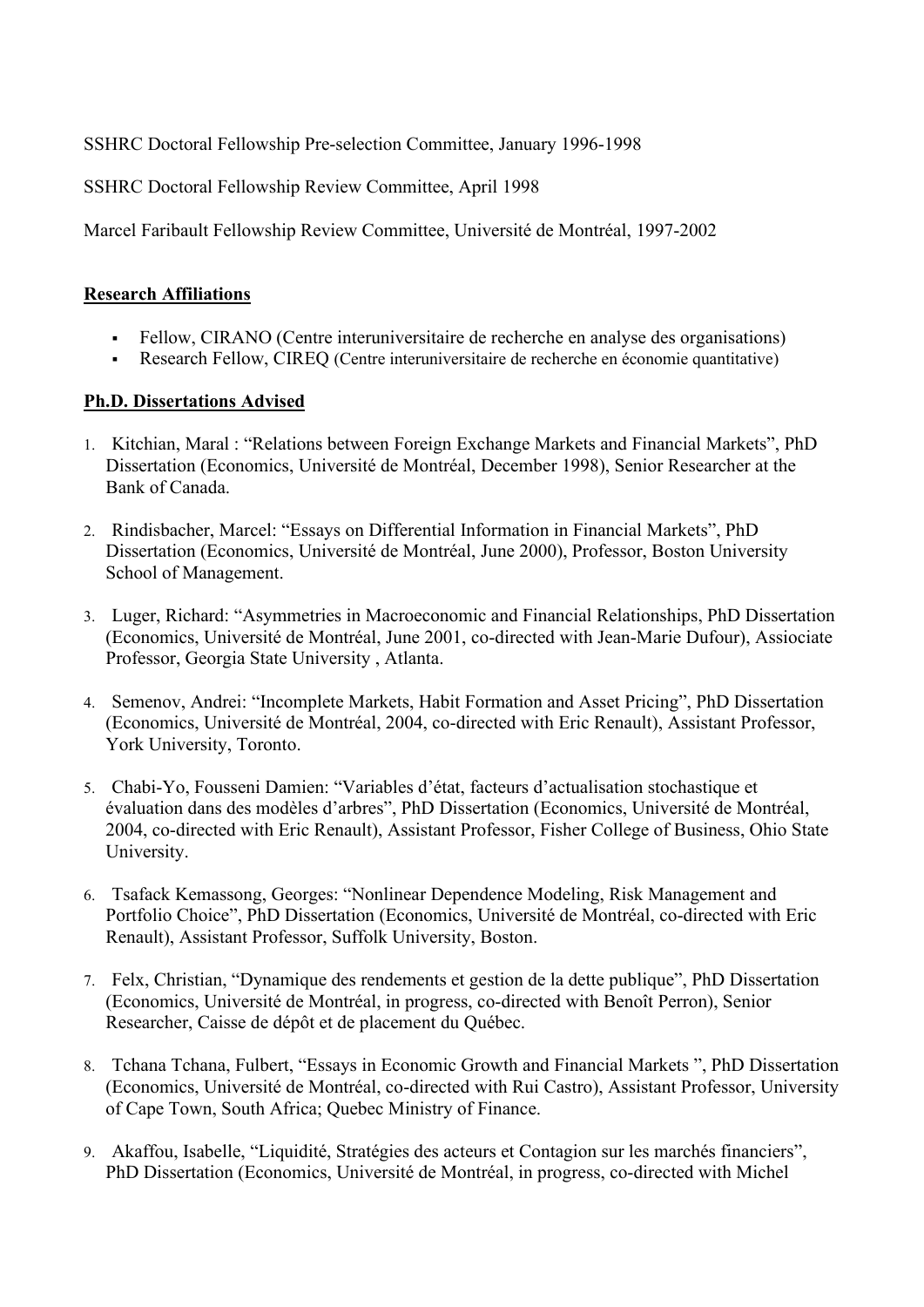SSHRC Doctoral Fellowship Pre-selection Committee, January 1996-1998

SSHRC Doctoral Fellowship Review Committee, April 1998

Marcel Faribault Fellowship Review Committee, Université de Montréal, 1997-2002

## Research Affiliations

- Fellow, CIRANO (Centre interuniversitaire de recherche en analyse des organisations)
- Research Fellow, CIREQ (Centre interuniversitaire de recherche en économie quantitative)

## Ph.D. Dissertations Advised

1. Kitchian, Maral : "Relations between Foreign Exchange Markets and Financial Markets", PhD Dissertation (Economics, Université de Montréal, December 1998), Senior Researcher at the Bank of Canada.

2. Rindisbacher, Marcel: "Essays on Differential Information in Financial Markets", PhD Dissertation (Economics, Université de Montréal, June 2000), Professor, Boston University School of Management.

3. Luger, Richard: "Asymmetries in Macroeconomic and Financial Relationships, PhD Dissertation (Economics, Université de Montréal, June 2001, co-directed with Jean-Marie Dufour), Assiociate Professor, Georgia State University , Atlanta.

4. Semenov, Andrei: "Incomplete Markets, Habit Formation and Asset Pricing", PhD Dissertation (Economics, Université de Montréal, 2004, co-directed with Eric Renault), Assistant Professor, York University, Toronto.

5. Chabi-Yo, Fousseni Damien: "Variables d'état, facteurs d'actualisation stochastique et évaluation dans des modèles d'arbres", PhD Dissertation (Economics, Université de Montréal, 2004, co-directed with Eric Renault), Assistant Professor, Fisher College of Business, Ohio State University.

6. Tsafack Kemassong, Georges: "Nonlinear Dependence Modeling, Risk Management and Portfolio Choice", PhD Dissertation (Economics, Université de Montréal, co-directed with Eric Renault), Assistant Professor, Suffolk University, Boston.

7. Felx, Christian, "Dynamique des rendements et gestion de la dette publique", PhD Dissertation (Economics, Université de Montréal, in progress, co-directed with Benoît Perron), Senior Researcher, Caisse de dépôt et de placement du Québec.

8. Tchana Tchana, Fulbert, "Essays in Economic Growth and Financial Markets ", PhD Dissertation (Economics, Université de Montréal, co-directed with Rui Castro), Assistant Professor, University of Cape Town, South Africa; Quebec Ministry of Finance.

9. Akaffou, Isabelle, "Liquidité, Stratégies des acteurs et Contagion sur les marchés financiers", PhD Dissertation (Economics, Université de Montréal, in progress, co-directed with Michel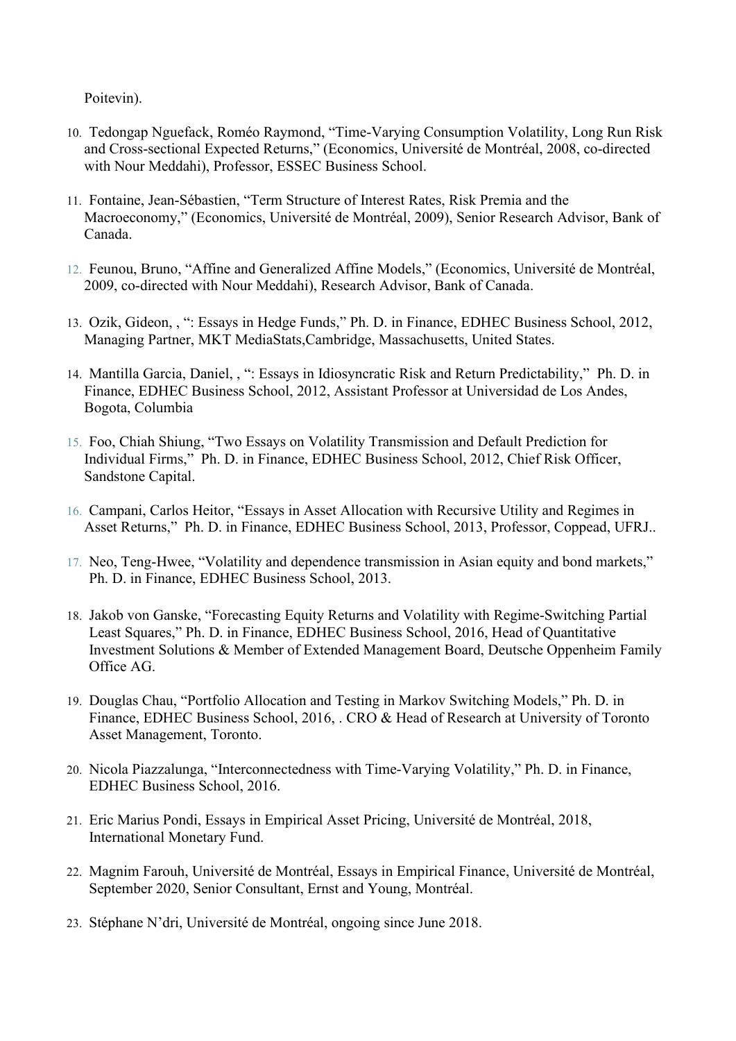Poitevin).

10. Tedongap Nguefack, Roméo Raymond, "Time-Varying Consumption Volatility, Long Run Risk and Cross-sectional Expected Returns," (Economics, Université de Montréal, 2008, co-directed with Nour Meddahi), Professor, ESSEC Business School.

11. Fontaine, Jean-Sébastien, "Term Structure of Interest Rates, Risk Premia and the Macroeconomy," (Economics, Université de Montréal, 2009), Senior Research Advisor, Bank of Canada.

12. Feunou, Bruno, "Affine and Generalized Affine Models," (Economics, Université de Montréal, 2009, co-directed with Nour Meddahi), Research Advisor, Bank of Canada.

13. Ozik, Gideon, , ": Essays in Hedge Funds," Ph. D. in Finance, EDHEC Business School, 2012, Managing Partner, MKT MediaStats,Cambridge, Massachusetts, United States.

14. Mantilla Garcia, Daniel, , ": Essays in Idiosyncratic Risk and Return Predictability," Ph. D. in Finance, EDHEC Business School, 2012, Assistant Professor at Universidad de Los Andes, Bogota, Columbia

15. Foo, Chiah Shiung, "Two Essays on Volatility Transmission and Default Prediction for Individual Firms," Ph. D. in Finance, EDHEC Business School, 2012, Chief Risk Officer, Sandstone Capital.

16. Campani, Carlos Heitor, "Essays in Asset Allocation with Recursive Utility and Regimes in Asset Returns," Ph. D. in Finance, EDHEC Business School, 2013, Professor, Coppead, UFRJ..

17. Neo, Teng-Hwee, "Volatility and dependence transmission in Asian equity and bond markets," Ph. D. in Finance, EDHEC Business School, 2013.

18. Jakob von Ganske, "Forecasting Equity Returns and Volatility with Regime-Switching Partial Least Squares," Ph. D. in Finance, EDHEC Business School, 2016, Head of Quantitative Investment Solutions & Member of Extended Management Board, Deutsche Oppenheim Family Office AG.

19. Douglas Chau, "Portfolio Allocation and Testing in Markov Switching Models," Ph. D. in Finance, EDHEC Business School, 2016, . CRO & Head of Research at University of Toronto Asset Management, Toronto.

20. Nicola Piazzalunga, "Interconnectedness with Time-Varying Volatility," Ph. D. in Finance, EDHEC Business School, 2016.

21. Eric Marius Pondi, Essays in Empirical Asset Pricing, Université de Montréal, 2018, International Monetary Fund.

22. Magnim Farouh, Université de Montréal, Essays in Empirical Finance, Université de Montréal, September 2020, Senior Consultant, Ernst and Young, Montréal.

23. Stéphane N'dri, Université de Montréal, ongoing since June 2018.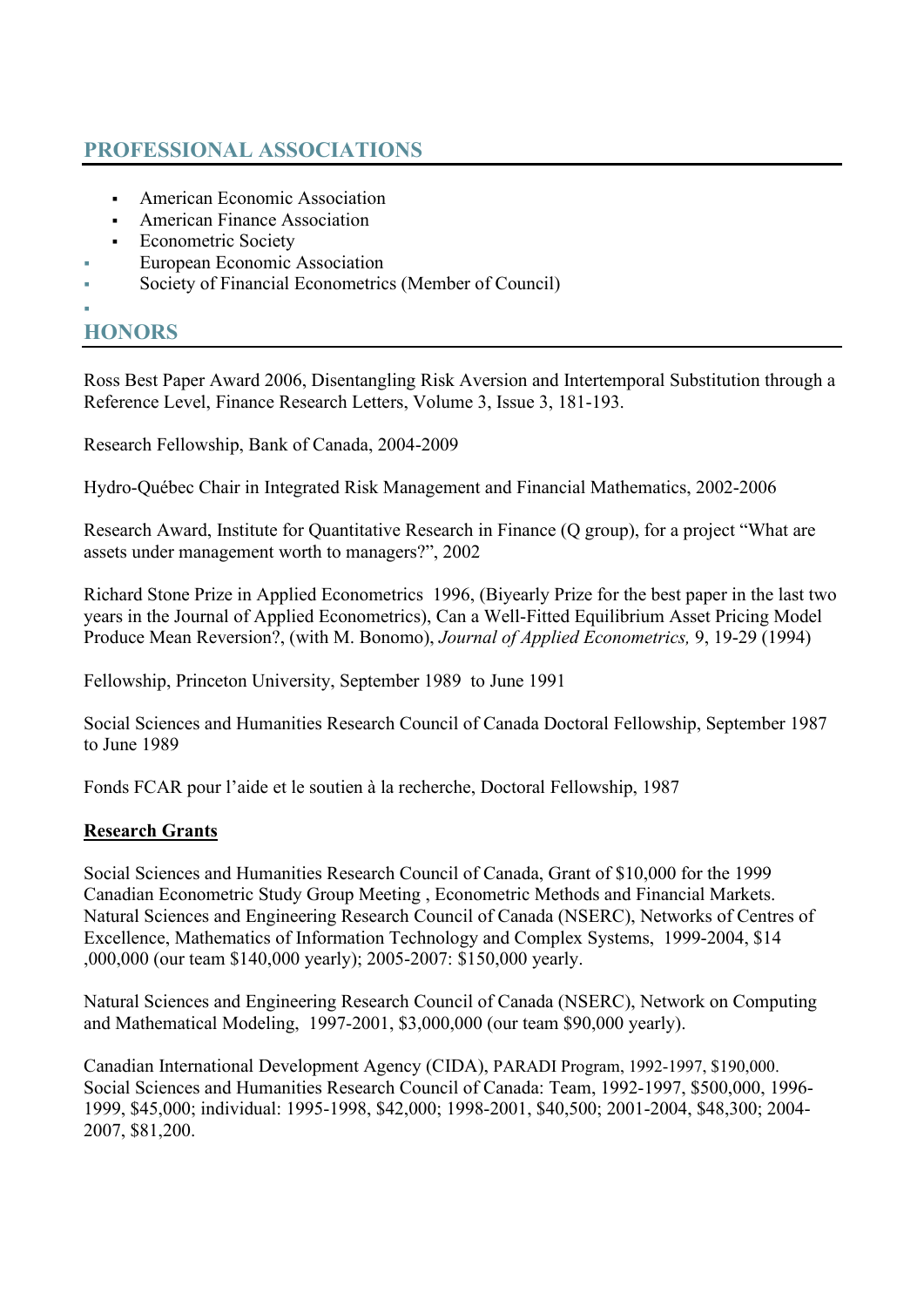## PROFESSIONAL ASSOCIATIONS

- American Economic Association
- American Finance Association
- Econometric Society
- European Economic Association
- Society of Financial Econometrics (Member of Council)

## HONORS

Ross Best Paper Award 2006, Disentangling Risk Aversion and Intertemporal Substitution through a Reference Level, Finance Research Letters, Volume 3, Issue 3, 181-193.

Research Fellowship, Bank of Canada, 2004-2009

Hydro-Québec Chair in Integrated Risk Management and Financial Mathematics, 2002-2006

Research Award, Institute for Quantitative Research in Finance (Q group), for a project "What are assets under management worth to managers?", 2002

Richard Stone Prize in Applied Econometrics 1996, (Biyearly Prize for the best paper in the last two years in the Journal of Applied Econometrics), Can a Well-Fitted Equilibrium Asset Pricing Model Produce Mean Reversion?, (with M. Bonomo), *Journal of Applied Econometrics,* 9, 19-29 (1994)

Fellowship, Princeton University, September 1989 to June 1991

Social Sciences and Humanities Research Council of Canada Doctoral Fellowship, September 1987 to June 1989

Fonds FCAR pour l'aide et le soutien à la recherche, Doctoral Fellowship, 1987

**Research Grants**

Social Sciences and Humanities Research Council of Canada, Grant of $10,000 for the 1999 Canadian Econometric Study Group Meeting , Econometric Methods and Financial Markets.
Natural Sciences and Engineering Research Council of Canada (NSERC), Networks of Centres of Excellence, Mathematics of Information Technology and Complex Systems, 1999-2004, $14 ,000,000 (our team $140,000 yearly); 2005-2007: $150,000 yearly.

Natural Sciences and Engineering Research Council of Canada (NSERC), Network on Computing and Mathematical Modeling, 1997-2001, $3,000,000 (our team $90,000 yearly).

Canadian International Development Agency (CIDA), PARADI Program, 1992-1997, $190,000.
Social Sciences and Humanities Research Council of Canada: Team, 1992-1997, $500,000, 1996-1999, $45,000; individual: 1995-1998, $42,000; 1998-2001, $40,500; 2001-2004, $48,300; 2004-2007, $81,200.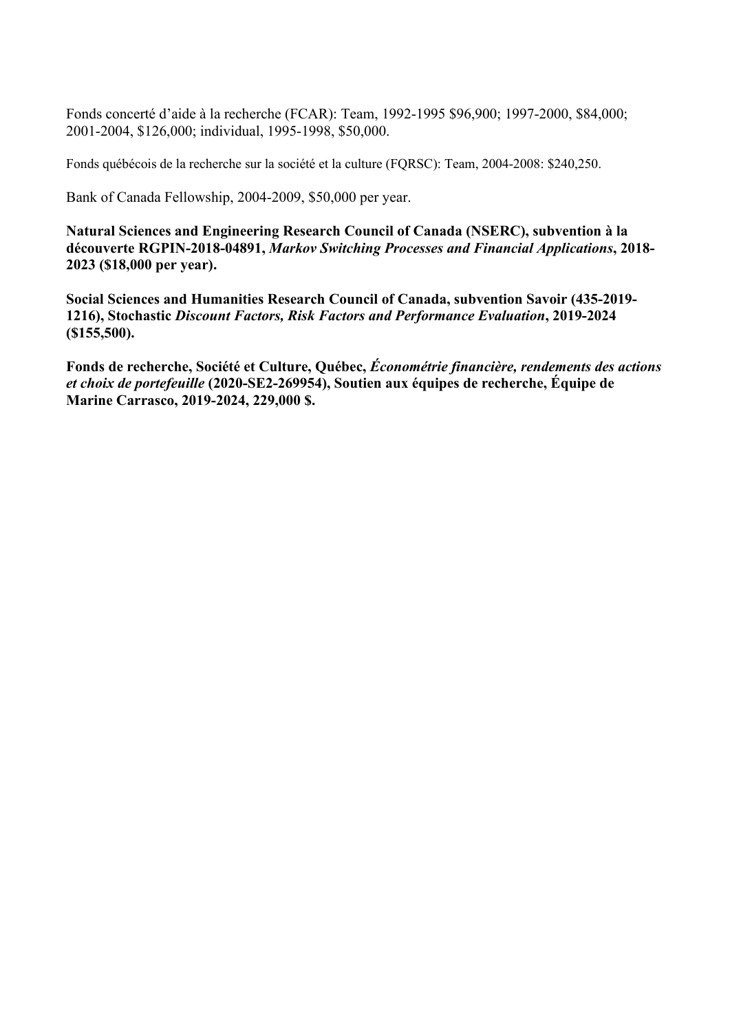Fonds concerté d'aide à la recherche (FCAR): Team, 1992-1995 $96,900; 1997-2000, $84,000; 2001-2004, $126,000; individual, 1995-1998, $50,000.

Fonds québécois de la recherche sur la société et la culture (FQRSC): Team, 2004-2008: $240,250.

Bank of Canada Fellowship, 2004-2009, $50,000 per year.

**Natural Sciences and Engineering Research Council of Canada (NSERC), subvention à la découverte RGPIN-2018-04891, *Markov Switching Processes and Financial Applications*, 2018-2023 ($18,000 per year).**

**Social Sciences and Humanities Research Council of Canada, subvention Savoir (435-2019-1216), Stochastic *Discount Factors, Risk Factors and Performance Evaluation*, 2019-2024 ($155,500).**

**Fonds de recherche, Société et Culture, Québec, *Économétrie financière, rendements des actions et choix de portefeuille* (2020-SE2-269954), Soutien aux équipes de recherche, Équipe de Marine Carrasco, 2019-2024, 229,000 $.**